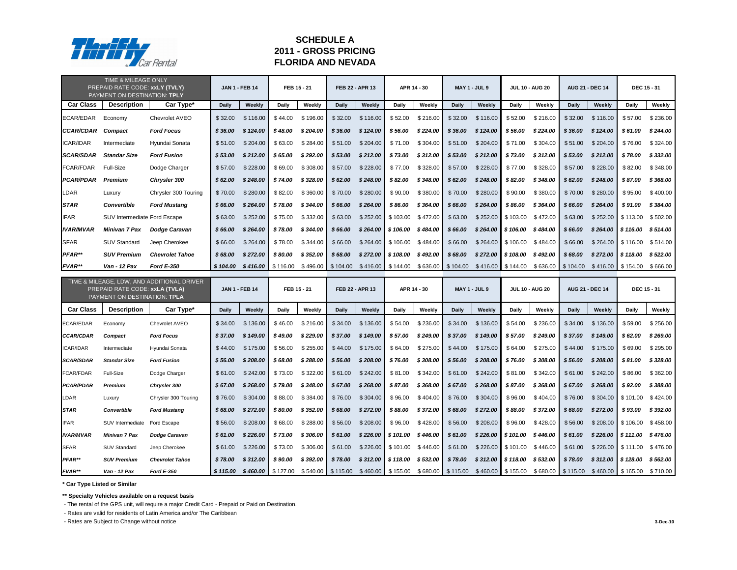# SCHEDULE A
# 2011 - GROSS PRICING
# FLORIDA AND NEVADA

| TIME & MILEAGE ONLY<br>PREPAID RATE CODE: **xxLY (TVLY)**<br>PAYMENT ON DESTINATION: **TPLY** | | | JAN 1 - FEB 14 | | FEB 15 - 21 | | FEB 22 - APR 13 | | APR 14 - 30 | | MAY 1 - JUL 9 | | JUL 10 - AUG 20 | | AUG 21 - DEC 14 | | DEC 15 - 31 | |
|---|---|---|---|---|---|---|---|---|---|---|---|---|---|---|---|---|---|---|
| **Car Class** | **Description** | **Car Type*** | **Daily** | **Weekly** | **Daily** | **Weekly** | **Daily** | **Weekly** | **Daily** | **Weekly** | **Daily** | **Weekly** | **Daily** | **Weekly** | **Daily** | **Weekly** | **Daily** | **Weekly** |
| ECAR/EDAR | Economy | Chevrolet AVEO | $ 32.00 | $ 116.00 | $ 44.00 | $ 196.00 | $ 32.00 | $ 116.00 | $ 52.00 | $ 216.00 | $ 32.00 | $ 116.00 | $ 52.00 | $ 216.00 | $ 32.00 | $ 116.00 | $ 57.00 | $ 236.00 |
| ***CCAR/CDAR*** | ***Compact*** | ***Ford Focus*** | ***$ 36.00*** | ***$ 124.00*** | ***$ 48.00*** | ***$ 204.00*** | ***$ 36.00*** | ***$ 124.00*** | ***$ 56.00*** | ***$ 224.00*** | ***$ 36.00*** | ***$ 124.00*** | ***$ 56.00*** | ***$ 224.00*** | ***$ 36.00*** | ***$ 124.00*** | ***$ 61.00*** | ***$ 244.00*** |
| ICAR/IDAR | Intermediate | Hyundai Sonata | $ 51.00 | $ 204.00 | $ 63.00 | $ 284.00 | $ 51.00 | $ 204.00 | $ 71.00 | $ 304.00 | $ 51.00 | $ 204.00 | $ 71.00 | $ 304.00 | $ 51.00 | $ 204.00 | $ 76.00 | $ 324.00 |
| ***SCAR/SDAR*** | ***Standar Size*** | ***Ford Fusion*** | ***$ 53.00*** | ***$ 212.00*** | ***$ 65.00*** | ***$ 292.00*** | ***$ 53.00*** | ***$ 212.00*** | ***$ 73.00*** | ***$ 312.00*** | ***$ 53.00*** | ***$ 212.00*** | ***$ 73.00*** | ***$ 312.00*** | ***$ 53.00*** | ***$ 212.00*** | ***$ 78.00*** | ***$ 332.00*** |
| FCAR/FDAR | Full-Size | Dodge Charger | $ 57.00 | $ 228.00 | $ 69.00 | $ 308.00 | $ 57.00 | $ 228.00 | $ 77.00 | $ 328.00 | $ 57.00 | $ 228.00 | $ 77.00 | $ 328.00 | $ 57.00 | $ 228.00 | $ 82.00 | $ 348.00 |
| ***PCAR/PDAR*** | ***Premium*** | ***Chrysler 300*** | ***$ 62.00*** | ***$ 248.00*** | ***$ 74.00*** | ***$ 328.00*** | ***$ 62.00*** | ***$ 248.00*** | ***$ 82.00*** | ***$ 348.00*** | ***$ 62.00*** | ***$ 248.00*** | ***$ 82.00*** | ***$ 348.00*** | ***$ 62.00*** | ***$ 248.00*** | ***$ 87.00*** | ***$ 368.00*** |
| LDAR | Luxury | Chrysler 300 Touring | $ 70.00 | $ 280.00 | $ 82.00 | $ 360.00 | $ 70.00 | $ 280.00 | $ 90.00 | $ 380.00 | $ 70.00 | $ 280.00 | $ 90.00 | $ 380.00 | $ 70.00 | $ 280.00 | $ 95.00 | $ 400.00 |
| ***STAR*** | ***Convertible*** | ***Ford Mustang*** | ***$ 66.00*** | ***$ 264.00*** | ***$ 78.00*** | ***$ 344.00*** | ***$ 66.00*** | ***$ 264.00*** | ***$ 86.00*** | ***$ 364.00*** | ***$ 66.00*** | ***$ 264.00*** | ***$ 86.00*** | ***$ 364.00*** | ***$ 66.00*** | ***$ 264.00*** | ***$ 91.00*** | ***$ 384.00*** |
| IFAR | SUV Intermediate | Ford Escape | $ 63.00 | $ 252.00 | $ 75.00 | $ 332.00 | $ 63.00 | $ 252.00 | $ 103.00 | $ 472.00 | $ 63.00 | $ 252.00 | $ 103.00 | $ 472.00 | $ 63.00 | $ 252.00 | $ 113.00 | $ 502.00 |
| ***IVAR/MVAR*** | ***Minivan 7 Pax*** | ***Dodge Caravan*** | ***$ 66.00*** | ***$ 264.00*** | ***$ 78.00*** | ***$ 344.00*** | ***$ 66.00*** | ***$ 264.00*** | ***$ 106.00*** | ***$ 484.00*** | ***$ 66.00*** | ***$ 264.00*** | ***$ 106.00*** | ***$ 484.00*** | ***$ 66.00*** | ***$ 264.00*** | ***$ 116.00*** | ***$ 514.00*** |
| SFAR | SUV Standard | Jeep Cherokee | $ 66.00 | $ 264.00 | $ 78.00 | $ 344.00 | $ 66.00 | $ 264.00 | $ 106.00 | $ 484.00 | $ 66.00 | $ 264.00 | $ 106.00 | $ 484.00 | $ 66.00 | $ 264.00 | $ 116.00 | $ 514.00 |
| ***PFAR*** | ***SUV Premium*** | ***Chevrolet Tahoe*** | ***$ 68.00*** | ***$ 272.00*** | ***$ 80.00*** | ***$ 352.00*** | ***$ 68.00*** | ***$ 272.00*** | ***$ 108.00*** | ***$ 492.00*** | ***$ 68.00*** | ***$ 272.00*** | ***$ 108.00*** | ***$ 492.00*** | ***$ 68.00*** | ***$ 272.00*** | ***$ 118.00*** | ***$ 522.00*** |
| ***FVAR*** | ***Van - 12 Pax*** | ***Ford E-350*** | ***$ 104.00*** | ***$ 416.00*** | $ 116.00 | $ 496.00 | $ 104.00 | $ 416.00 | $ 144.00 | $ 636.00 | $ 104.00 | $ 416.00 | $ 144.00 | $ 636.00 | $ 104.00 | $ 416.00 | $ 154.00 | $ 666.00 |

| TIME & MILEAGE, LDW, AND ADDITIONAL DRIVER<br>PREPAID RATE CODE: **xxLA (TVLA)**<br>PAYMENT ON DESTINATION: **TPLA** | | | JAN 1 - FEB 14 | | FEB 15 - 21 | | FEB 22 - APR 13 | | APR 14 - 30 | | MAY 1 - JUL 9 | | JUL 10 - AUG 20 | | AUG 21 - DEC 14 | | DEC 15 - 31 | |
|---|---|---|---|---|---|---|---|---|---|---|---|---|---|---|---|---|---|---|
| **Car Class** | **Description** | **Car Type*** | **Daily** | **Weekly** | **Daily** | **Weekly** | **Daily** | **Weekly** | **Daily** | **Weekly** | **Daily** | **Weekly** | **Daily** | **Weekly** | **Daily** | **Weekly** | **Daily** | **Weekly** |
| ECAR/EDAR | Economy | Chevrolet AVEO | $ 34.00 | $ 136.00 | $ 46.00 | $ 216.00 | $ 34.00 | $ 136.00 | $ 54.00 | $ 236.00 | $ 34.00 | $ 136.00 | $ 54.00 | $ 236.00 | $ 34.00 | $ 136.00 | $ 59.00 | $ 256.00 |
| ***CCAR/CDAR*** | ***Compact*** | ***Ford Focus*** | ***$ 37.00*** | ***$ 149.00*** | ***$ 49.00*** | ***$ 229.00*** | ***$ 37.00*** | ***$ 149.00*** | ***$ 57.00*** | ***$ 249.00*** | ***$ 37.00*** | ***$ 149.00*** | ***$ 57.00*** | ***$ 249.00*** | ***$ 37.00*** | ***$ 149.00*** | ***$ 62.00*** | ***$ 269.00*** |
| ICAR/IDAR | Intermediate | Hyundai Sonata | $ 44.00 | $ 175.00 | $ 56.00 | $ 255.00 | $ 44.00 | $ 175.00 | $ 64.00 | $ 275.00 | $ 44.00 | $ 175.00 | $ 64.00 | $ 275.00 | $ 44.00 | $ 175.00 | $ 69.00 | $ 295.00 |
| ***SCAR/SDAR*** | ***Standar Size*** | ***Ford Fusion*** | ***$ 56.00*** | ***$ 208.00*** | ***$ 68.00*** | ***$ 288.00*** | ***$ 56.00*** | ***$ 208.00*** | ***$ 76.00*** | ***$ 308.00*** | ***$ 56.00*** | ***$ 208.00*** | ***$ 76.00*** | ***$ 308.00*** | ***$ 56.00*** | ***$ 208.00*** | ***$ 81.00*** | ***$ 328.00*** |
| FCAR/FDAR | Full-Size | Dodge Charger | $ 61.00 | $ 242.00 | $ 73.00 | $ 322.00 | $ 61.00 | $ 242.00 | $ 81.00 | $ 342.00 | $ 61.00 | $ 242.00 | $ 81.00 | $ 342.00 | $ 61.00 | $ 242.00 | $ 86.00 | $ 362.00 |
| ***PCAR/PDAR*** | ***Premium*** | ***Chrysler 300*** | ***$ 67.00*** | ***$ 268.00*** | ***$ 79.00*** | ***$ 348.00*** | ***$ 67.00*** | ***$ 268.00*** | ***$ 87.00*** | ***$ 368.00*** | ***$ 67.00*** | ***$ 268.00*** | ***$ 87.00*** | ***$ 368.00*** | ***$ 67.00*** | ***$ 268.00*** | ***$ 92.00*** | ***$ 388.00*** |
| LDAR | Luxury | Chrysler 300 Touring | $ 76.00 | $ 304.00 | $ 88.00 | $ 384.00 | $ 76.00 | $ 304.00 | $ 96.00 | $ 404.00 | $ 76.00 | $ 304.00 | $ 96.00 | $ 404.00 | $ 76.00 | $ 304.00 | $ 101.00 | $ 424.00 |
| ***STAR*** | ***Convertible*** | ***Ford Mustang*** | ***$ 68.00*** | ***$ 272.00*** | ***$ 80.00*** | ***$ 352.00*** | ***$ 68.00*** | ***$ 272.00*** | ***$ 88.00*** | ***$ 372.00*** | ***$ 68.00*** | ***$ 272.00*** | ***$ 88.00*** | ***$ 372.00*** | ***$ 68.00*** | ***$ 272.00*** | ***$ 93.00*** | ***$ 392.00*** |
| IFAR | SUV Intermediate | Ford Escape | $ 56.00 | $ 208.00 | $ 68.00 | $ 288.00 | $ 56.00 | $ 208.00 | $ 96.00 | $ 428.00 | $ 56.00 | $ 208.00 | $ 96.00 | $ 428.00 | $ 56.00 | $ 208.00 | $ 106.00 | $ 458.00 |
| ***IVAR/MVAR*** | ***Minivan 7 Pax*** | ***Dodge Caravan*** | ***$ 61.00*** | ***$ 226.00*** | ***$ 73.00*** | ***$ 306.00*** | ***$ 61.00*** | ***$ 226.00*** | ***$ 101.00*** | ***$ 446.00*** | ***$ 61.00*** | ***$ 226.00*** | ***$ 101.00*** | ***$ 446.00*** | ***$ 61.00*** | ***$ 226.00*** | ***$ 111.00*** | ***$ 476.00*** |
| SFAR | SUV Standard | Jeep Cherokee | $ 61.00 | $ 226.00 | $ 73.00 | $ 306.00 | $ 61.00 | $ 226.00 | $ 101.00 | $ 446.00 | $ 61.00 | $ 226.00 | $ 101.00 | $ 446.00 | $ 61.00 | $ 226.00 | $ 111.00 | $ 476.00 |
| ***PFAR*** | ***SUV Premium*** | ***Chevrolet Tahoe*** | ***$ 78.00*** | ***$ 312.00*** | ***$ 90.00*** | ***$ 392.00*** | ***$ 78.00*** | ***$ 312.00*** | ***$ 118.00*** | ***$ 532.00*** | ***$ 78.00*** | ***$ 312.00*** | ***$ 118.00*** | ***$ 532.00*** | ***$ 78.00*** | ***$ 312.00*** | ***$ 128.00*** | ***$ 562.00*** |
| ***FVAR*** | ***Van - 12 Pax*** | ***Ford E-350*** | ***$ 115.00*** | ***$ 460.00*** | $ 127.00 | $ 540.00 | $ 115.00 | $ 460.00 | $ 155.00 | $ 680.00 | $ 115.00 | $ 460.00 | $ 155.00 | $ 680.00 | $ 115.00 | $ 460.00 | $ 165.00 | $ 710.00 |

**\* Car Type Listed or Similar**

**\*\* Specialty Vehicles available on a request basis**

- The rental of the GPS unit, will require a major Credit Card - Prepaid or Paid on Destination.
- Rates are valid for residents of Latin America and/or The Caribbean
- Rates are Subject to Change without notice

3-Dec-10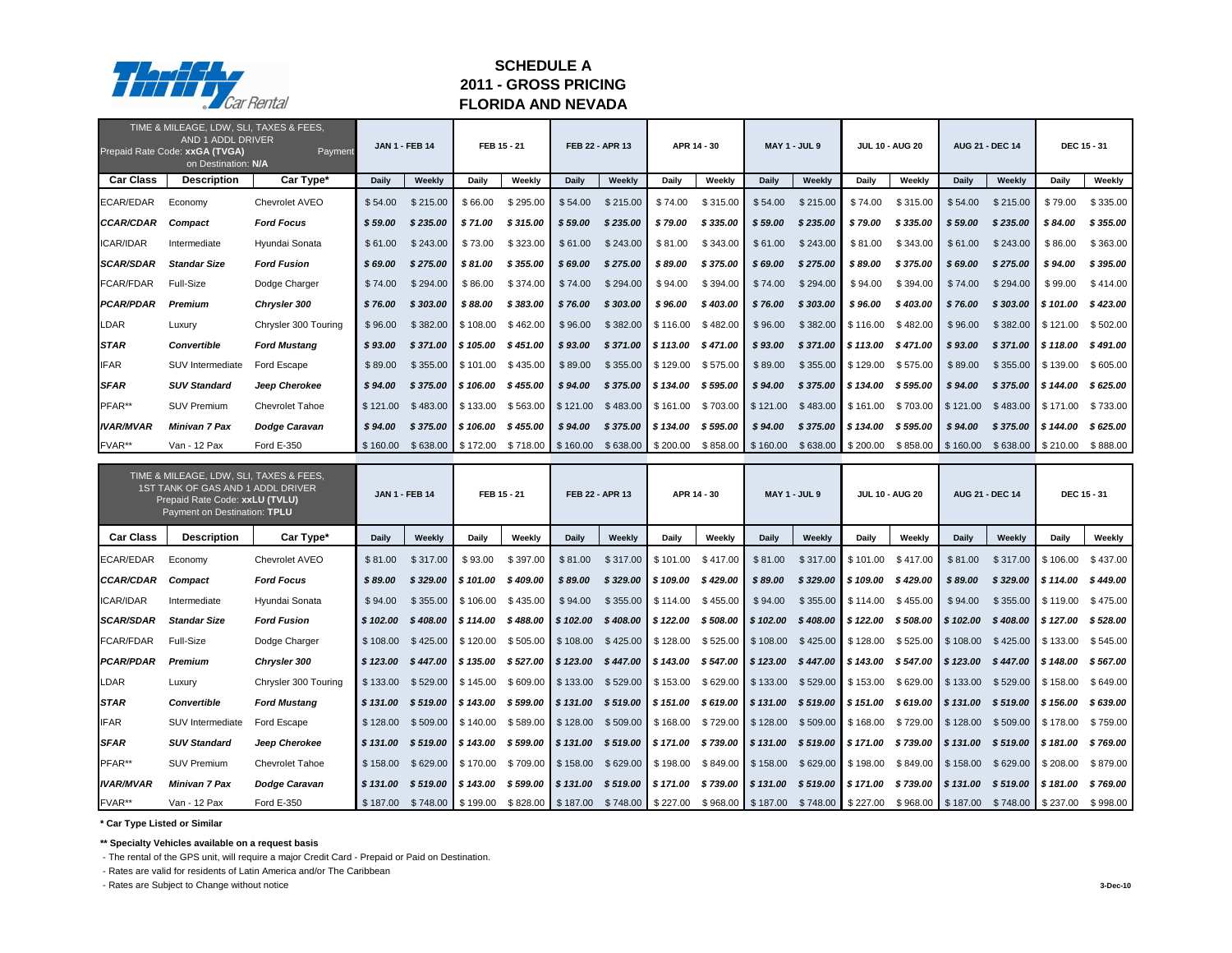Thrifty Car Rental

# SCHEDULE A
## 2011 - GROSS PRICING
## FLORIDA AND NEVADA

| TIME & MILEAGE, LDW, SLI, TAXES & FEES, AND 1 ADDL DRIVER Prepaid Rate Code: xxGA (TVGA) Payment on Destination: N/A | | | JAN 1 - FEB 14 | | FEB 15 - 21 | | FEB 22 - APR 13 | | APR 14 - 30 | | MAY 1 - JUL 9 | | JUL 10 - AUG 20 | | AUG 21 - DEC 14 | | DEC 15 - 31 | |
|---|---|---|---|---|---|---|---|---|---|---|---|---|---|---|---|---|---|---|
| **Car Class** | **Description** | **Car Type*** | **Daily** | **Weekly** | **Daily** | **Weekly** | **Daily** | **Weekly** | **Daily** | **Weekly** | **Daily** | **Weekly** | **Daily** | **Weekly** | **Daily** | **Weekly** | **Daily** | **Weekly** |
| ECAR/EDAR | Economy | Chevrolet AVEO | $ 54.00 | $ 215.00 | $ 66.00 | $ 295.00 | $ 54.00 | $ 215.00 | $ 74.00 | $ 315.00 | $ 54.00 | $ 215.00 | $ 74.00 | $ 315.00 | $ 54.00 | $ 215.00 | $ 79.00 | $ 335.00 |
| ***CCAR/CDAR*** | ***Compact*** | ***Ford Focus*** | ***$ 59.00*** | ***$ 235.00*** | ***$ 71.00*** | ***$ 315.00*** | ***$ 59.00*** | ***$ 235.00*** | ***$ 79.00*** | ***$ 335.00*** | ***$ 59.00*** | ***$ 235.00*** | ***$ 79.00*** | ***$ 335.00*** | ***$ 59.00*** | ***$ 235.00*** | ***$ 84.00*** | ***$ 355.00*** |
| ICAR/IDAR | Intermediate | Hyundai Sonata | $ 61.00 | $ 243.00 | $ 73.00 | $ 323.00 | $ 61.00 | $ 243.00 | $ 81.00 | $ 343.00 | $ 61.00 | $ 243.00 | $ 81.00 | $ 343.00 | $ 61.00 | $ 243.00 | $ 86.00 | $ 363.00 |
| ***SCAR/SDAR*** | ***Standar Size*** | ***Ford Fusion*** | ***$ 69.00*** | ***$ 275.00*** | ***$ 81.00*** | ***$ 355.00*** | ***$ 69.00*** | ***$ 275.00*** | ***$ 89.00*** | ***$ 375.00*** | ***$ 69.00*** | ***$ 275.00*** | ***$ 89.00*** | ***$ 375.00*** | ***$ 69.00*** | ***$ 275.00*** | ***$ 94.00*** | ***$ 395.00*** |
| FCAR/FDAR | Full-Size | Dodge Charger | $ 74.00 | $ 294.00 | $ 86.00 | $ 374.00 | $ 74.00 | $ 294.00 | $ 94.00 | $ 394.00 | $ 74.00 | $ 294.00 | $ 94.00 | $ 394.00 | $ 74.00 | $ 294.00 | $ 99.00 | $ 414.00 |
| ***PCAR/PDAR*** | ***Premium*** | ***Chrysler 300*** | ***$ 76.00*** | ***$ 303.00*** | ***$ 88.00*** | ***$ 383.00*** | ***$ 76.00*** | ***$ 303.00*** | ***$ 96.00*** | ***$ 403.00*** | ***$ 76.00*** | ***$ 303.00*** | ***$ 96.00*** | ***$ 403.00*** | ***$ 76.00*** | ***$ 303.00*** | ***$ 101.00*** | ***$ 423.00*** |
| LDAR | Luxury | Chrysler 300 Touring | $ 96.00 | $ 382.00 | $ 108.00 | $ 462.00 | $ 96.00 | $ 382.00 | $ 116.00 | $ 482.00 | $ 96.00 | $ 382.00 | $ 116.00 | $ 482.00 | $ 96.00 | $ 382.00 | $ 121.00 | $ 502.00 |
| ***STAR*** | ***Convertible*** | ***Ford Mustang*** | ***$ 93.00*** | ***$ 371.00*** | ***$ 105.00*** | ***$ 451.00*** | ***$ 93.00*** | ***$ 371.00*** | ***$ 113.00*** | ***$ 471.00*** | ***$ 93.00*** | ***$ 371.00*** | ***$ 113.00*** | ***$ 471.00*** | ***$ 93.00*** | ***$ 371.00*** | ***$ 118.00*** | ***$ 491.00*** |
| IFAR | SUV Intermediate | Ford Escape | $ 89.00 | $ 355.00 | $ 101.00 | $ 435.00 | $ 89.00 | $ 355.00 | $ 129.00 | $ 575.00 | $ 89.00 | $ 355.00 | $ 129.00 | $ 575.00 | $ 89.00 | $ 355.00 | $ 139.00 | $ 605.00 |
| ***SFAR*** | ***SUV Standard*** | ***Jeep Cherokee*** | ***$ 94.00*** | ***$ 375.00*** | ***$ 106.00*** | ***$ 455.00*** | ***$ 94.00*** | ***$ 375.00*** | ***$ 134.00*** | ***$ 595.00*** | ***$ 94.00*** | ***$ 375.00*** | ***$ 134.00*** | ***$ 595.00*** | ***$ 94.00*** | ***$ 375.00*** | ***$ 144.00*** | ***$ 625.00*** |
| PFAR** | SUV Premium | Chevrolet Tahoe | $ 121.00 | $ 483.00 | $ 133.00 | $ 563.00 | $ 121.00 | $ 483.00 | $ 161.00 | $ 703.00 | $ 121.00 | $ 483.00 | $ 161.00 | $ 703.00 | $ 121.00 | $ 483.00 | $ 171.00 | $ 733.00 |
| ***IVAR/MVAR*** | ***Minivan 7 Pax*** | ***Dodge Caravan*** | ***$ 94.00*** | ***$ 375.00*** | ***$ 106.00*** | ***$ 455.00*** | ***$ 94.00*** | ***$ 375.00*** | ***$ 134.00*** | ***$ 595.00*** | ***$ 94.00*** | ***$ 375.00*** | ***$ 134.00*** | ***$ 595.00*** | ***$ 94.00*** | ***$ 375.00*** | ***$ 144.00*** | ***$ 625.00*** |
| FVAR** | Van - 12 Pax | Ford E-350 | $ 160.00 | $ 638.00 | $ 172.00 | $ 718.00 | $ 160.00 | $ 638.00 | $ 200.00 | $ 858.00 | $ 160.00 | $ 638.00 | $ 200.00 | $ 858.00 | $ 160.00 | $ 638.00 | $ 210.00 | $ 888.00 |

| TIME & MILEAGE, LDW, SLI, TAXES & FEES, 1ST TANK OF GAS AND 1 ADDL DRIVER Prepaid Rate Code: xxLU (TVLU) Payment on Destination: TPLU | | | JAN 1 - FEB 14 | | FEB 15 - 21 | | FEB 22 - APR 13 | | APR 14 - 30 | | MAY 1 - JUL 9 | | JUL 10 - AUG 20 | | AUG 21 - DEC 14 | | DEC 15 - 31 | |
|---|---|---|---|---|---|---|---|---|---|---|---|---|---|---|---|---|---|---|
| **Car Class** | **Description** | **Car Type*** | **Daily** | **Weekly** | **Daily** | **Weekly** | **Daily** | **Weekly** | **Daily** | **Weekly** | **Daily** | **Weekly** | **Daily** | **Weekly** | **Daily** | **Weekly** | **Daily** | **Weekly** |
| ECAR/EDAR | Economy | Chevrolet AVEO | $ 81.00 | $ 317.00 | $ 93.00 | $ 397.00 | $ 81.00 | $ 317.00 | $ 101.00 | $ 417.00 | $ 81.00 | $ 317.00 | $ 101.00 | $ 417.00 | $ 81.00 | $ 317.00 | $ 106.00 | $ 437.00 |
| ***CCAR/CDAR*** | ***Compact*** | ***Ford Focus*** | ***$ 89.00*** | ***$ 329.00*** | ***$ 101.00*** | ***$ 409.00*** | ***$ 89.00*** | ***$ 329.00*** | ***$ 109.00*** | ***$ 429.00*** | ***$ 89.00*** | ***$ 329.00*** | ***$ 109.00*** | ***$ 429.00*** | ***$ 89.00*** | ***$ 329.00*** | ***$ 114.00*** | ***$ 449.00*** |
| ICAR/IDAR | Intermediate | Hyundai Sonata | $ 94.00 | $ 355.00 | $ 106.00 | $ 435.00 | $ 94.00 | $ 355.00 | $ 114.00 | $ 455.00 | $ 94.00 | $ 355.00 | $ 114.00 | $ 455.00 | $ 94.00 | $ 355.00 | $ 119.00 | $ 475.00 |
| ***SCAR/SDAR*** | ***Standar Size*** | ***Ford Fusion*** | ***$ 102.00*** | ***$ 408.00*** | ***$ 114.00*** | ***$ 488.00*** | ***$ 102.00*** | ***$ 408.00*** | ***$ 122.00*** | ***$ 508.00*** | ***$ 102.00*** | ***$ 408.00*** | ***$ 122.00*** | ***$ 508.00*** | ***$ 102.00*** | ***$ 408.00*** | ***$ 127.00*** | ***$ 528.00*** |
| FCAR/FDAR | Full-Size | Dodge Charger | $ 108.00 | $ 425.00 | $ 120.00 | $ 505.00 | $ 108.00 | $ 425.00 | $ 128.00 | $ 525.00 | $ 108.00 | $ 425.00 | $ 128.00 | $ 525.00 | $ 108.00 | $ 425.00 | $ 133.00 | $ 545.00 |
| ***PCAR/PDAR*** | ***Premium*** | ***Chrysler 300*** | ***$ 123.00*** | ***$ 447.00*** | ***$ 135.00*** | ***$ 527.00*** | ***$ 123.00*** | ***$ 447.00*** | ***$ 143.00*** | ***$ 547.00*** | ***$ 123.00*** | ***$ 447.00*** | ***$ 143.00*** | ***$ 547.00*** | ***$ 123.00*** | ***$ 447.00*** | ***$ 148.00*** | ***$ 567.00*** |
| LDAR | Luxury | Chrysler 300 Touring | $ 133.00 | $ 529.00 | $ 145.00 | $ 609.00 | $ 133.00 | $ 529.00 | $ 153.00 | $ 629.00 | $ 133.00 | $ 529.00 | $ 153.00 | $ 629.00 | $ 133.00 | $ 529.00 | $ 158.00 | $ 649.00 |
| ***STAR*** | ***Convertible*** | ***Ford Mustang*** | ***$ 131.00*** | ***$ 519.00*** | ***$ 143.00*** | ***$ 599.00*** | ***$ 131.00*** | ***$ 519.00*** | ***$ 151.00*** | ***$ 619.00*** | ***$ 131.00*** | ***$ 519.00*** | ***$ 151.00*** | ***$ 619.00*** | ***$ 131.00*** | ***$ 519.00*** | ***$ 156.00*** | ***$ 639.00*** |
| IFAR | SUV Intermediate | Ford Escape | $ 128.00 | $ 509.00 | $ 140.00 | $ 589.00 | $ 128.00 | $ 509.00 | $ 168.00 | $ 729.00 | $ 128.00 | $ 509.00 | $ 168.00 | $ 729.00 | $ 128.00 | $ 509.00 | $ 178.00 | $ 759.00 |
| ***SFAR*** | ***SUV Standard*** | ***Jeep Cherokee*** | ***$ 131.00*** | ***$ 519.00*** | ***$ 143.00*** | ***$ 599.00*** | ***$ 131.00*** | ***$ 519.00*** | ***$ 171.00*** | ***$ 739.00*** | ***$ 131.00*** | ***$ 519.00*** | ***$ 171.00*** | ***$ 739.00*** | ***$ 131.00*** | ***$ 519.00*** | ***$ 181.00*** | ***$ 769.00*** |
| PFAR** | SUV Premium | Chevrolet Tahoe | $ 158.00 | $ 629.00 | $ 170.00 | $ 709.00 | $ 158.00 | $ 629.00 | $ 198.00 | $ 849.00 | $ 158.00 | $ 629.00 | $ 198.00 | $ 849.00 | $ 158.00 | $ 629.00 | $ 208.00 | $ 879.00 |
| ***IVAR/MVAR*** | ***Minivan 7 Pax*** | ***Dodge Caravan*** | ***$ 131.00*** | ***$ 519.00*** | ***$ 143.00*** | ***$ 599.00*** | ***$ 131.00*** | ***$ 519.00*** | ***$ 171.00*** | ***$ 739.00*** | ***$ 131.00*** | ***$ 519.00*** | ***$ 171.00*** | ***$ 739.00*** | ***$ 131.00*** | ***$ 519.00*** | ***$ 181.00*** | ***$ 769.00*** |
| FVAR** | Van - 12 Pax | Ford E-350 | $ 187.00 | $ 748.00 | $ 199.00 | $ 828.00 | $ 187.00 | $ 748.00 | $ 227.00 | $ 968.00 | $ 187.00 | $ 748.00 | $ 227.00 | $ 968.00 | $ 187.00 | $ 748.00 | $ 237.00 | $ 998.00 |

**\* Car Type Listed or Similar**

**\*\* Specialty Vehicles available on a request basis**

- The rental of the GPS unit, will require a major Credit Card - Prepaid or Paid on Destination.
- Rates are valid for residents of Latin America and/or The Caribbean
- Rates are Subject to Change without notice

3-Dec-10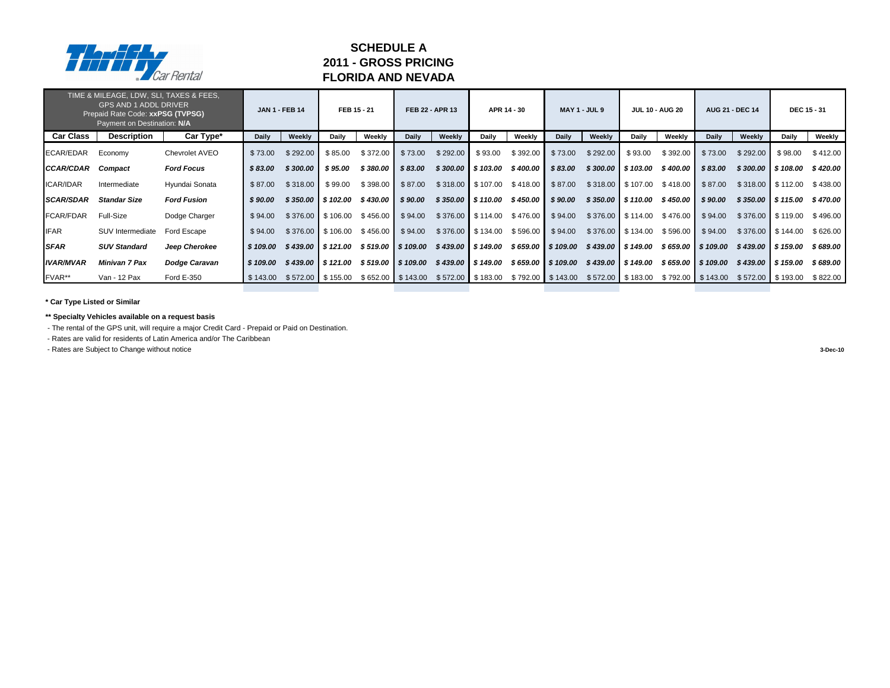# SCHEDULE A
## 2011 - GROSS PRICING
## FLORIDA AND NEVADA

| TIME & MILEAGE, LDW, SLI, TAXES & FEES, GPS AND 1 ADDL DRIVER Prepaid Rate Code: **xxPSG (TVPSG)** Payment on Destination: **N/A** | | | JAN 1 - FEB 14 | | FEB 15 - 21 | | FEB 22 - APR 13 | | APR 14 - 30 | | MAY 1 - JUL 9 | | JUL 10 - AUG 20 | | AUG 21 - DEC 14 | | DEC 15 - 31 | |
|---|---|---|---|---|---|---|---|---|---|---|---|---|---|---|---|---|---|---|
| **Car Class** | **Description** | **Car Type*** | **Daily** | **Weekly** | **Daily** | **Weekly** | **Daily** | **Weekly** | **Daily** | **Weekly** | **Daily** | **Weekly** | **Daily** | **Weekly** | **Daily** | **Weekly** | **Daily** | **Weekly** |
| ECAR/EDAR | Economy | Chevrolet AVEO | $ 73.00 | $ 292.00 | $ 85.00 | $ 372.00 | $ 73.00 | $ 292.00 | $ 93.00 | $ 392.00 | $ 73.00 | $ 292.00 | $ 93.00 | $ 392.00 | $ 73.00 | $ 292.00 | $ 98.00 | $ 412.00 |
| ***CCAR/CDAR*** | ***Compact*** | ***Ford Focus*** | ***$ 83.00*** | ***$ 300.00*** | ***$ 95.00*** | ***$ 380.00*** | ***$ 83.00*** | ***$ 300.00*** | ***$ 103.00*** | ***$ 400.00*** | ***$ 83.00*** | ***$ 300.00*** | ***$ 103.00*** | ***$ 400.00*** | ***$ 83.00*** | ***$ 300.00*** | ***$ 108.00*** | ***$ 420.00*** |
| ICAR/IDAR | Intermediate | Hyundai Sonata | $ 87.00 | $ 318.00 | $ 99.00 | $ 398.00 | $ 87.00 | $ 318.00 | $ 107.00 | $ 418.00 | $ 87.00 | $ 318.00 | $ 107.00 | $ 418.00 | $ 87.00 | $ 318.00 | $ 112.00 | $ 438.00 |
| ***SCAR/SDAR*** | ***Standar Size*** | ***Ford Fusion*** | ***$ 90.00*** | ***$ 350.00*** | ***$ 102.00*** | ***$ 430.00*** | ***$ 90.00*** | ***$ 350.00*** | ***$ 110.00*** | ***$ 450.00*** | ***$ 90.00*** | ***$ 350.00*** | ***$ 110.00*** | ***$ 450.00*** | ***$ 90.00*** | ***$ 350.00*** | ***$ 115.00*** | ***$ 470.00*** |
| FCAR/FDAR | Full-Size | Dodge Charger | $ 94.00 | $ 376.00 | $ 106.00 | $ 456.00 | $ 94.00 | $ 376.00 | $ 114.00 | $ 476.00 | $ 94.00 | $ 376.00 | $ 114.00 | $ 476.00 | $ 94.00 | $ 376.00 | $ 119.00 | $ 496.00 |
| IFAR | SUV Intermediate | Ford Escape | $ 94.00 | $ 376.00 | $ 106.00 | $ 456.00 | $ 94.00 | $ 376.00 | $ 134.00 | $ 596.00 | $ 94.00 | $ 376.00 | $ 134.00 | $ 596.00 | $ 94.00 | $ 376.00 | $ 144.00 | $ 626.00 |
| ***SFAR*** | ***SUV Standard*** | ***Jeep Cherokee*** | ***$ 109.00*** | ***$ 439.00*** | ***$ 121.00*** | ***$ 519.00*** | ***$ 109.00*** | ***$ 439.00*** | ***$ 149.00*** | ***$ 659.00*** | ***$ 109.00*** | ***$ 439.00*** | ***$ 149.00*** | ***$ 659.00*** | ***$ 109.00*** | ***$ 439.00*** | ***$ 159.00*** | ***$ 689.00*** |
| ***IVAR/MVAR*** | ***Minivan 7 Pax*** | ***Dodge Caravan*** | ***$ 109.00*** | ***$ 439.00*** | ***$ 121.00*** | ***$ 519.00*** | ***$ 109.00*** | ***$ 439.00*** | ***$ 149.00*** | ***$ 659.00*** | ***$ 109.00*** | ***$ 439.00*** | ***$ 149.00*** | ***$ 659.00*** | ***$ 109.00*** | ***$ 439.00*** | ***$ 159.00*** | ***$ 689.00*** |
| FVAR** | Van - 12 Pax | Ford E-350 | $ 143.00 | $ 572.00 | $ 155.00 | $ 652.00 | $ 143.00 | $ 572.00 | $ 183.00 | $ 792.00 | $ 143.00 | $ 572.00 | $ 183.00 | $ 792.00 | $ 143.00 | $ 572.00 | $ 193.00 | $ 822.00 |

**\* Car Type Listed or Similar**

**\*\* Specialty Vehicles available on a request basis**

- The rental of the GPS unit, will require a major Credit Card - Prepaid or Paid on Destination.
- Rates are valid for residents of Latin America and/or The Caribbean
- Rates are Subject to Change without notice

**3-Dec-10**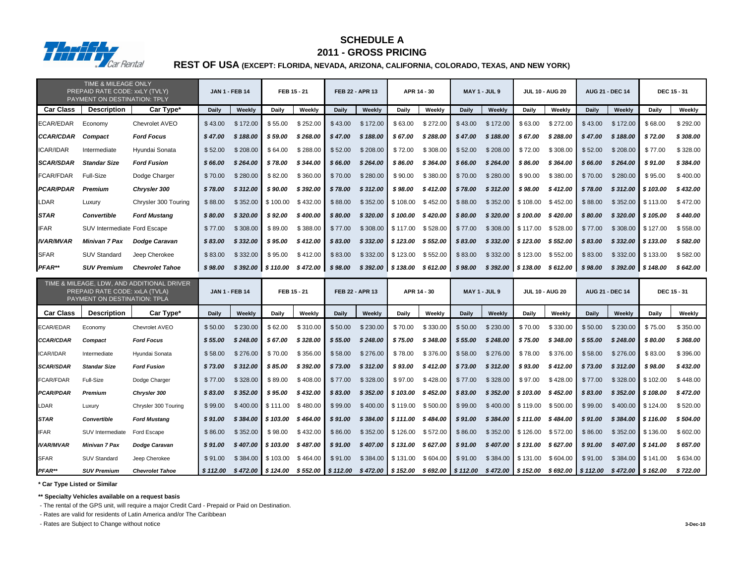# SCHEDULE A

## 2011 - GROSS PRICING

### REST OF USA (EXCEPT: FLORIDA, NEVADA, ARIZONA, CALIFORNIA, COLORADO, TEXAS, AND NEW YORK)

| TIME & MILEAGE ONLY PREPAID RATE CODE: xxLY (TVLY) PAYMENT ON DESTINATION: TPLY | | | JAN 1 - FEB 14 | | FEB 15 - 21 | | FEB 22 - APR 13 | | APR 14 - 30 | | MAY 1 - JUL 9 | | JUL 10 - AUG 20 | | AUG 21 - DEC 14 | | DEC 15 - 31 | |
|---|---|---|---|---|---|---|---|---|---|---|---|---|---|---|---|---|---|---|
| **Car Class** | **Description** | **Car Type*** | **Daily** | **Weekly** | **Daily** | **Weekly** | **Daily** | **Weekly** | **Daily** | **Weekly** | **Daily** | **Weekly** | **Daily** | **Weekly** | **Daily** | **Weekly** | **Daily** | **Weekly** |
| ECAR/EDAR | Economy | Chevrolet AVEO | $ 43.00 | $ 172.00 | $ 55.00 | $ 252.00 | $ 43.00 | $ 172.00 | $ 63.00 | $ 272.00 | $ 43.00 | $ 172.00 | $ 63.00 | $ 272.00 | $ 43.00 | $ 172.00 | $ 68.00 | $ 292.00 |
| ***CCAR/CDAR*** | ***Compact*** | ***Ford Focus*** | ***$ 47.00*** | ***$ 188.00*** | ***$ 59.00*** | ***$ 268.00*** | ***$ 47.00*** | ***$ 188.00*** | ***$ 67.00*** | ***$ 288.00*** | ***$ 47.00*** | ***$ 188.00*** | ***$ 67.00*** | ***$ 288.00*** | ***$ 47.00*** | ***$ 188.00*** | ***$ 72.00*** | ***$ 308.00*** |
| ICAR/IDAR | Intermediate | Hyundai Sonata | $ 52.00 | $ 208.00 | $ 64.00 | $ 288.00 | $ 52.00 | $ 208.00 | $ 72.00 | $ 308.00 | $ 52.00 | $ 208.00 | $ 72.00 | $ 308.00 | $ 52.00 | $ 208.00 | $ 77.00 | $ 328.00 |
| ***SCAR/SDAR*** | ***Standar Size*** | ***Ford Fusion*** | ***$ 66.00*** | ***$ 264.00*** | ***$ 78.00*** | ***$ 344.00*** | ***$ 66.00*** | ***$ 264.00*** | ***$ 86.00*** | ***$ 364.00*** | ***$ 66.00*** | ***$ 264.00*** | ***$ 86.00*** | ***$ 364.00*** | ***$ 66.00*** | ***$ 264.00*** | ***$ 91.00*** | ***$ 384.00*** |
| FCAR/FDAR | Full-Size | Dodge Charger | $ 70.00 | $ 280.00 | $ 82.00 | $ 360.00 | $ 70.00 | $ 280.00 | $ 90.00 | $ 380.00 | $ 70.00 | $ 280.00 | $ 90.00 | $ 380.00 | $ 70.00 | $ 280.00 | $ 95.00 | $ 400.00 |
| ***PCAR/PDAR*** | ***Premium*** | ***Chrysler 300*** | ***$ 78.00*** | ***$ 312.00*** | ***$ 90.00*** | ***$ 392.00*** | ***$ 78.00*** | ***$ 312.00*** | ***$ 98.00*** | ***$ 412.00*** | ***$ 78.00*** | ***$ 312.00*** | ***$ 98.00*** | ***$ 412.00*** | ***$ 78.00*** | ***$ 312.00*** | ***$ 103.00*** | ***$ 432.00*** |
| LDAR | Luxury | Chrysler 300 Touring | $ 88.00 | $ 352.00 | $ 100.00 | $ 432.00 | $ 88.00 | $ 352.00 | $ 108.00 | $ 452.00 | $ 88.00 | $ 352.00 | $ 108.00 | $ 452.00 | $ 88.00 | $ 352.00 | $ 113.00 | $ 472.00 |
| ***STAR*** | ***Convertible*** | ***Ford Mustang*** | ***$ 80.00*** | ***$ 320.00*** | ***$ 92.00*** | ***$ 400.00*** | ***$ 80.00*** | ***$ 320.00*** | ***$ 100.00*** | ***$ 420.00*** | ***$ 80.00*** | ***$ 320.00*** | ***$ 100.00*** | ***$ 420.00*** | ***$ 80.00*** | ***$ 320.00*** | ***$ 105.00*** | ***$ 440.00*** |
| IFAR | SUV Intermediate | Ford Escape | $ 77.00 | $ 308.00 | $ 89.00 | $ 388.00 | $ 77.00 | $ 308.00 | $ 117.00 | $ 528.00 | $ 77.00 | $ 308.00 | $ 117.00 | $ 528.00 | $ 77.00 | $ 308.00 | $ 127.00 | $ 558.00 |
| ***IVAR/MVAR*** | ***Minivan 7 Pax*** | ***Dodge Caravan*** | ***$ 83.00*** | ***$ 332.00*** | ***$ 95.00*** | ***$ 412.00*** | ***$ 83.00*** | ***$ 332.00*** | ***$ 123.00*** | ***$ 552.00*** | ***$ 83.00*** | ***$ 332.00*** | ***$ 123.00*** | ***$ 552.00*** | ***$ 83.00*** | ***$ 332.00*** | ***$ 133.00*** | ***$ 582.00*** |
| SFAR | SUV Standard | Jeep Cherokee | $ 83.00 | $ 332.00 | $ 95.00 | $ 412.00 | $ 83.00 | $ 332.00 | $ 123.00 | $ 552.00 | $ 83.00 | $ 332.00 | $ 123.00 | $ 552.00 | $ 83.00 | $ 332.00 | $ 133.00 | $ 582.00 |
| ***PFAR**** | ***SUV Premium*** | ***Chevrolet Tahoe*** | ***$ 98.00*** | ***$ 392.00*** | ***$ 110.00*** | ***$ 472.00*** | ***$ 98.00*** | ***$ 392.00*** | ***$ 138.00*** | ***$ 612.00*** | ***$ 98.00*** | ***$ 392.00*** | ***$ 138.00*** | ***$ 612.00*** | ***$ 98.00*** | ***$ 392.00*** | ***$ 148.00*** | ***$ 642.00*** |

| TIME & MILEAGE, LDW, AND ADDITIONAL DRIVER PREPAID RATE CODE: xxLA (TVLA) PAYMENT ON DESTINATION: TPLA | | | JAN 1 - FEB 14 | | FEB 15 - 21 | | FEB 22 - APR 13 | | APR 14 - 30 | | MAY 1 - JUL 9 | | JUL 10 - AUG 20 | | AUG 21 - DEC 14 | | DEC 15 - 31 | |
|---|---|---|---|---|---|---|---|---|---|---|---|---|---|---|---|---|---|---|
| **Car Class** | **Description** | **Car Type*** | **Daily** | **Weekly** | **Daily** | **Weekly** | **Daily** | **Weekly** | **Daily** | **Weekly** | **Daily** | **Weekly** | **Daily** | **Weekly** | **Daily** | **Weekly** | **Daily** | **Weekly** |
| ECAR/EDAR | Economy | Chevrolet AVEO | $ 50.00 | $ 230.00 | $ 62.00 | $ 310.00 | $ 50.00 | $ 230.00 | $ 70.00 | $ 330.00 | $ 50.00 | $ 230.00 | $ 70.00 | $ 330.00 | $ 50.00 | $ 230.00 | $ 75.00 | $ 350.00 |
| ***CCAR/CDAR*** | ***Compact*** | ***Ford Focus*** | ***$ 55.00*** | ***$ 248.00*** | ***$ 67.00*** | ***$ 328.00*** | ***$ 55.00*** | ***$ 248.00*** | ***$ 75.00*** | ***$ 348.00*** | ***$ 55.00*** | ***$ 248.00*** | ***$ 75.00*** | ***$ 348.00*** | ***$ 55.00*** | ***$ 248.00*** | ***$ 80.00*** | ***$ 368.00*** |
| ICAR/IDAR | Intermediate | Hyundai Sonata | $ 58.00 | $ 276.00 | $ 70.00 | $ 356.00 | $ 58.00 | $ 276.00 | $ 78.00 | $ 376.00 | $ 58.00 | $ 276.00 | $ 78.00 | $ 376.00 | $ 58.00 | $ 276.00 | $ 83.00 | $ 396.00 |
| ***SCAR/SDAR*** | ***Standar Size*** | ***Ford Fusion*** | ***$ 73.00*** | ***$ 312.00*** | ***$ 85.00*** | ***$ 392.00*** | ***$ 73.00*** | ***$ 312.00*** | ***$ 93.00*** | ***$ 412.00*** | ***$ 73.00*** | ***$ 312.00*** | ***$ 93.00*** | ***$ 412.00*** | ***$ 73.00*** | ***$ 312.00*** | ***$ 98.00*** | ***$ 432.00*** |
| FCAR/FDAR | Full-Size | Dodge Charger | $ 77.00 | $ 328.00 | $ 89.00 | $ 408.00 | $ 77.00 | $ 328.00 | $ 97.00 | $ 428.00 | $ 77.00 | $ 328.00 | $ 97.00 | $ 428.00 | $ 77.00 | $ 328.00 | $ 102.00 | $ 448.00 |
| ***PCAR/PDAR*** | ***Premium*** | ***Chrysler 300*** | ***$ 83.00*** | ***$ 352.00*** | ***$ 95.00*** | ***$ 432.00*** | ***$ 83.00*** | ***$ 352.00*** | ***$ 103.00*** | ***$ 452.00*** | ***$ 83.00*** | ***$ 352.00*** | ***$ 103.00*** | ***$ 452.00*** | ***$ 83.00*** | ***$ 352.00*** | ***$ 108.00*** | ***$ 472.00*** |
| LDAR | Luxury | Chrysler 300 Touring | $ 99.00 | $ 400.00 | $ 111.00 | $ 480.00 | $ 99.00 | $ 400.00 | $ 119.00 | $ 500.00 | $ 99.00 | $ 400.00 | $ 119.00 | $ 500.00 | $ 99.00 | $ 400.00 | $ 124.00 | $ 520.00 |
| ***STAR*** | ***Convertible*** | ***Ford Mustang*** | ***$ 91.00*** | ***$ 384.00*** | ***$ 103.00*** | ***$ 464.00*** | ***$ 91.00*** | ***$ 384.00*** | ***$ 111.00*** | ***$ 484.00*** | ***$ 91.00*** | ***$ 384.00*** | ***$ 111.00*** | ***$ 484.00*** | ***$ 91.00*** | ***$ 384.00*** | ***$ 116.00*** | ***$ 504.00*** |
| IFAR | SUV Intermediate | Ford Escape | $ 86.00 | $ 352.00 | $ 98.00 | $ 432.00 | $ 86.00 | $ 352.00 | $ 126.00 | $ 572.00 | $ 86.00 | $ 352.00 | $ 126.00 | $ 572.00 | $ 86.00 | $ 352.00 | $ 136.00 | $ 602.00 |
| ***IVAR/MVAR*** | ***Minivan 7 Pax*** | ***Dodge Caravan*** | ***$ 91.00*** | ***$ 407.00*** | ***$ 103.00*** | ***$ 487.00*** | ***$ 91.00*** | ***$ 407.00*** | ***$ 131.00*** | ***$ 627.00*** | ***$ 91.00*** | ***$ 407.00*** | ***$ 131.00*** | ***$ 627.00*** | ***$ 91.00*** | ***$ 407.00*** | ***$ 141.00*** | ***$ 657.00*** |
| SFAR | SUV Standard | Jeep Cherokee | $ 91.00 | $ 384.00 | $ 103.00 | $ 464.00 | $ 91.00 | $ 384.00 | $ 131.00 | $ 604.00 | $ 91.00 | $ 384.00 | $ 131.00 | $ 604.00 | $ 91.00 | $ 384.00 | $ 141.00 | $ 634.00 |
| ***PFAR**** | ***SUV Premium*** | ***Chevrolet Tahoe*** | ***$ 112.00*** | ***$ 472.00*** | ***$ 124.00*** | ***$ 552.00*** | ***$ 112.00*** | ***$ 472.00*** | ***$ 152.00*** | ***$ 692.00*** | ***$ 112.00*** | ***$ 472.00*** | ***$ 152.00*** | ***$ 692.00*** | ***$ 112.00*** | ***$ 472.00*** | ***$ 162.00*** | ***$ 722.00*** |

**\* Car Type Listed or Similar**

**\*\* Specialty Vehicles available on a request basis**

- The rental of the GPS unit, will require a major Credit Card - Prepaid or Paid on Destination.
- Rates are valid for residents of Latin America and/or The Caribbean
- Rates are Subject to Change without notice

**3-Dec-10**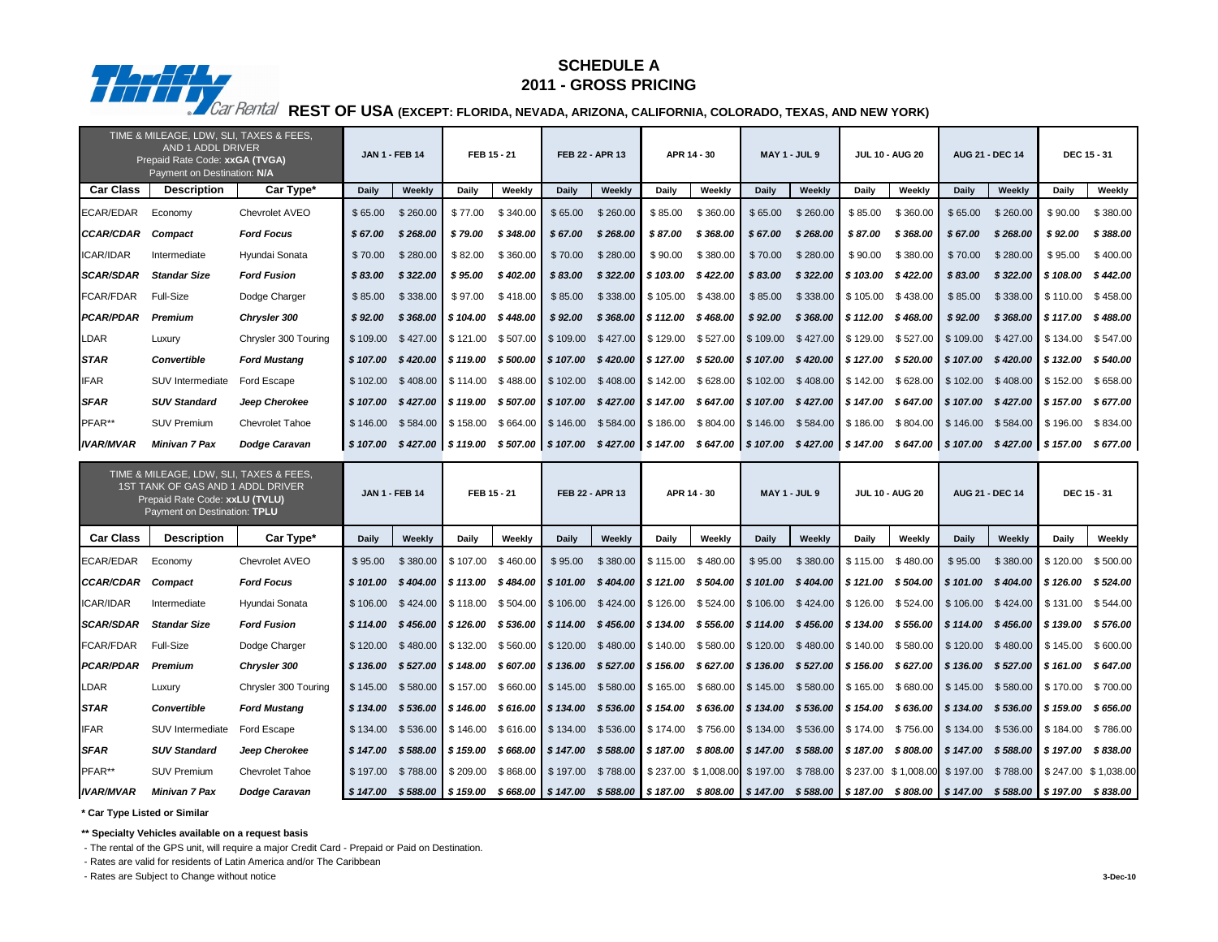# SCHEDULE A
## 2011 - GROSS PRICING

Thrifty Car Rental **REST OF USA (EXCEPT: FLORIDA, NEVADA, ARIZONA, CALIFORNIA, COLORADO, TEXAS, AND NEW YORK)**

| TIME & MILEAGE, LDW, SLI, TAXES & FEES, AND 1 ADDL DRIVER<br>Prepaid Rate Code: **xxGA (TVGA)**<br>Payment on Destination: **N/A** | | | JAN 1 - FEB 14 | | FEB 15 - 21 | | FEB 22 - APR 13 | | APR 14 - 30 | | MAY 1 - JUL 9 | | JUL 10 - AUG 20 | | AUG 21 - DEC 14 | | DEC 15 - 31 | |
|---|---|---|---|---|---|---|---|---|---|---|---|---|---|---|---|---|---|---|
| **Car Class** | **Description** | **Car Type*** | **Daily** | **Weekly** | **Daily** | **Weekly** | **Daily** | **Weekly** | **Daily** | **Weekly** | **Daily** | **Weekly** | **Daily** | **Weekly** | **Daily** | **Weekly** | **Daily** | **Weekly** |
| ECAR/EDAR | Economy | Chevrolet AVEO | $ 65.00 | $ 260.00 | $ 77.00 | $ 340.00 | $ 65.00 | $ 260.00 | $ 85.00 | $ 360.00 | $ 65.00 | $ 260.00 | $ 85.00 | $ 360.00 | $ 65.00 | $ 260.00 | $ 90.00 | $ 380.00 |
| ***CCAR/CDAR*** | ***Compact*** | ***Ford Focus*** | ***$ 67.00*** | ***$ 268.00*** | ***$ 79.00*** | ***$ 348.00*** | ***$ 67.00*** | ***$ 268.00*** | ***$ 87.00*** | ***$ 368.00*** | ***$ 67.00*** | ***$ 268.00*** | ***$ 87.00*** | ***$ 368.00*** | ***$ 67.00*** | ***$ 268.00*** | ***$ 92.00*** | ***$ 388.00*** |
| ICAR/IDAR | Intermediate | Hyundai Sonata | $ 70.00 | $ 280.00 | $ 82.00 | $ 360.00 | $ 70.00 | $ 280.00 | $ 90.00 | $ 380.00 | $ 70.00 | $ 280.00 | $ 90.00 | $ 380.00 | $ 70.00 | $ 280.00 | $ 95.00 | $ 400.00 |
| ***SCAR/SDAR*** | ***Standar Size*** | ***Ford Fusion*** | ***$ 83.00*** | ***$ 322.00*** | ***$ 95.00*** | ***$ 402.00*** | ***$ 83.00*** | ***$ 322.00*** | ***$ 103.00*** | ***$ 422.00*** | ***$ 83.00*** | ***$ 322.00*** | ***$ 103.00*** | ***$ 422.00*** | ***$ 83.00*** | ***$ 322.00*** | ***$ 108.00*** | ***$ 442.00*** |
| FCAR/FDAR | Full-Size | Dodge Charger | $ 85.00 | $ 338.00 | $ 97.00 | $ 418.00 | $ 85.00 | $ 338.00 | $ 105.00 | $ 438.00 | $ 85.00 | $ 338.00 | $ 105.00 | $ 438.00 | $ 85.00 | $ 338.00 | $ 110.00 | $ 458.00 |
| ***PCAR/PDAR*** | ***Premium*** | ***Chrysler 300*** | ***$ 92.00*** | ***$ 368.00*** | ***$ 104.00*** | ***$ 448.00*** | ***$ 92.00*** | ***$ 368.00*** | ***$ 112.00*** | ***$ 468.00*** | ***$ 92.00*** | ***$ 368.00*** | ***$ 112.00*** | ***$ 468.00*** | ***$ 92.00*** | ***$ 368.00*** | ***$ 117.00*** | ***$ 488.00*** |
| LDAR | Luxury | Chrysler 300 Touring | $ 109.00 | $ 427.00 | $ 121.00 | $ 507.00 | $ 109.00 | $ 427.00 | $ 129.00 | $ 527.00 | $ 109.00 | $ 427.00 | $ 129.00 | $ 527.00 | $ 109.00 | $ 427.00 | $ 134.00 | $ 547.00 |
| ***STAR*** | ***Convertible*** | ***Ford Mustang*** | ***$ 107.00*** | ***$ 420.00*** | ***$ 119.00*** | ***$ 500.00*** | ***$ 107.00*** | ***$ 420.00*** | ***$ 127.00*** | ***$ 520.00*** | ***$ 107.00*** | ***$ 420.00*** | ***$ 127.00*** | ***$ 520.00*** | ***$ 107.00*** | ***$ 420.00*** | ***$ 132.00*** | ***$ 540.00*** |
| IFAR | SUV Intermediate | Ford Escape | $ 102.00 | $ 408.00 | $ 114.00 | $ 488.00 | $ 102.00 | $ 408.00 | $ 142.00 | $ 628.00 | $ 102.00 | $ 408.00 | $ 142.00 | $ 628.00 | $ 102.00 | $ 408.00 | $ 152.00 | $ 658.00 |
| ***SFAR*** | ***SUV Standard*** | ***Jeep Cherokee*** | ***$ 107.00*** | ***$ 427.00*** | ***$ 119.00*** | ***$ 507.00*** | ***$ 107.00*** | ***$ 427.00*** | ***$ 147.00*** | ***$ 647.00*** | ***$ 107.00*** | ***$ 427.00*** | ***$ 147.00*** | ***$ 647.00*** | ***$ 107.00*** | ***$ 427.00*** | ***$ 157.00*** | ***$ 677.00*** |
| PFAR** | SUV Premium | Chevrolet Tahoe | $ 146.00 | $ 584.00 | $ 158.00 | $ 664.00 | $ 146.00 | $ 584.00 | $ 186.00 | $ 804.00 | $ 146.00 | $ 584.00 | $ 186.00 | $ 804.00 | $ 146.00 | $ 584.00 | $ 196.00 | $ 834.00 |
| ***IVAR/MVAR*** | ***Minivan 7 Pax*** | ***Dodge Caravan*** | ***$ 107.00*** | ***$ 427.00*** | ***$ 119.00*** | ***$ 507.00*** | ***$ 107.00*** | ***$ 427.00*** | ***$ 147.00*** | ***$ 647.00*** | ***$ 107.00*** | ***$ 427.00*** | ***$ 147.00*** | ***$ 647.00*** | ***$ 107.00*** | ***$ 427.00*** | ***$ 157.00*** | ***$ 677.00*** |

| TIME & MILEAGE, LDW, SLI, TAXES & FEES, 1ST TANK OF GAS AND 1 ADDL DRIVER<br>Prepaid Rate Code: **xxLU (TVLU)**<br>Payment on Destination: **TPLU** | | | JAN 1 - FEB 14 | | FEB 15 - 21 | | FEB 22 - APR 13 | | APR 14 - 30 | | MAY 1 - JUL 9 | | JUL 10 - AUG 20 | | AUG 21 - DEC 14 | | DEC 15 - 31 | |
|---|---|---|---|---|---|---|---|---|---|---|---|---|---|---|---|---|---|---|
| **Car Class** | **Description** | **Car Type*** | **Daily** | **Weekly** | **Daily** | **Weekly** | **Daily** | **Weekly** | **Daily** | **Weekly** | **Daily** | **Weekly** | **Daily** | **Weekly** | **Daily** | **Weekly** | **Daily** | **Weekly** |
| ECAR/EDAR | Economy | Chevrolet AVEO | $ 95.00 | $ 380.00 | $ 107.00 | $ 460.00 | $ 95.00 | $ 380.00 | $ 115.00 | $ 480.00 | $ 95.00 | $ 380.00 | $ 115.00 | $ 480.00 | $ 95.00 | $ 380.00 | $ 120.00 | $ 500.00 |
| ***CCAR/CDAR*** | ***Compact*** | ***Ford Focus*** | ***$ 101.00*** | ***$ 404.00*** | ***$ 113.00*** | ***$ 484.00*** | ***$ 101.00*** | ***$ 404.00*** | ***$ 121.00*** | ***$ 504.00*** | ***$ 101.00*** | ***$ 404.00*** | ***$ 121.00*** | ***$ 504.00*** | ***$ 101.00*** | ***$ 404.00*** | ***$ 126.00*** | ***$ 524.00*** |
| ICAR/IDAR | Intermediate | Hyundai Sonata | $ 106.00 | $ 424.00 | $ 118.00 | $ 504.00 | $ 106.00 | $ 424.00 | $ 126.00 | $ 524.00 | $ 106.00 | $ 424.00 | $ 126.00 | $ 524.00 | $ 106.00 | $ 424.00 | $ 131.00 | $ 544.00 |
| ***SCAR/SDAR*** | ***Standar Size*** | ***Ford Fusion*** | ***$ 114.00*** | ***$ 456.00*** | ***$ 126.00*** | ***$ 536.00*** | ***$ 114.00*** | ***$ 456.00*** | ***$ 134.00*** | ***$ 556.00*** | ***$ 114.00*** | ***$ 456.00*** | ***$ 134.00*** | ***$ 556.00*** | ***$ 114.00*** | ***$ 456.00*** | ***$ 139.00*** | ***$ 576.00*** |
| FCAR/FDAR | Full-Size | Dodge Charger | $ 120.00 | $ 480.00 | $ 132.00 | $ 560.00 | $ 120.00 | $ 480.00 | $ 140.00 | $ 580.00 | $ 120.00 | $ 480.00 | $ 140.00 | $ 580.00 | $ 120.00 | $ 480.00 | $ 145.00 | $ 600.00 |
| ***PCAR/PDAR*** | ***Premium*** | ***Chrysler 300*** | ***$ 136.00*** | ***$ 527.00*** | ***$ 148.00*** | ***$ 607.00*** | ***$ 136.00*** | ***$ 527.00*** | ***$ 156.00*** | ***$ 627.00*** | ***$ 136.00*** | ***$ 527.00*** | ***$ 156.00*** | ***$ 627.00*** | ***$ 136.00*** | ***$ 527.00*** | ***$ 161.00*** | ***$ 647.00*** |
| LDAR | Luxury | Chrysler 300 Touring | $ 145.00 | $ 580.00 | $ 157.00 | $ 660.00 | $ 145.00 | $ 580.00 | $ 165.00 | $ 680.00 | $ 145.00 | $ 580.00 | $ 165.00 | $ 680.00 | $ 145.00 | $ 580.00 | $ 170.00 | $ 700.00 |
| ***STAR*** | ***Convertible*** | ***Ford Mustang*** | ***$ 134.00*** | ***$ 536.00*** | ***$ 146.00*** | ***$ 616.00*** | ***$ 134.00*** | ***$ 536.00*** | ***$ 154.00*** | ***$ 636.00*** | ***$ 134.00*** | ***$ 536.00*** | ***$ 154.00*** | ***$ 636.00*** | ***$ 134.00*** | ***$ 536.00*** | ***$ 159.00*** | ***$ 656.00*** |
| IFAR | SUV Intermediate | Ford Escape | $ 134.00 | $ 536.00 | $ 146.00 | $ 616.00 | $ 134.00 | $ 536.00 | $ 174.00 | $ 756.00 | $ 134.00 | $ 536.00 | $ 174.00 | $ 756.00 | $ 134.00 | $ 536.00 | $ 184.00 | $ 786.00 |
| ***SFAR*** | ***SUV Standard*** | ***Jeep Cherokee*** | ***$ 147.00*** | ***$ 588.00*** | ***$ 159.00*** | ***$ 668.00*** | ***$ 147.00*** | ***$ 588.00*** | ***$ 187.00*** | ***$ 808.00*** | ***$ 147.00*** | ***$ 588.00*** | ***$ 187.00*** | ***$ 808.00*** | ***$ 147.00*** | ***$ 588.00*** | ***$ 197.00*** | ***$ 838.00*** |
| PFAR** | SUV Premium | Chevrolet Tahoe | $ 197.00 | $ 788.00 | $ 209.00 | $ 868.00 | $ 197.00 | $ 788.00 | $ 237.00 | $ 1,008.00 | $ 197.00 | $ 788.00 | $ 237.00 | $ 1,008.00 | $ 197.00 | $ 788.00 | $ 247.00 | $ 1,038.00 |
| ***IVAR/MVAR*** | ***Minivan 7 Pax*** | ***Dodge Caravan*** | ***$ 147.00*** | ***$ 588.00*** | ***$ 159.00*** | ***$ 668.00*** | ***$ 147.00*** | ***$ 588.00*** | ***$ 187.00*** | ***$ 808.00*** | ***$ 147.00*** | ***$ 588.00*** | ***$ 187.00*** | ***$ 808.00*** | ***$ 147.00*** | ***$ 588.00*** | ***$ 197.00*** | ***$ 838.00*** |

**\* Car Type Listed or Similar**

**\*\* Specialty Vehicles available on a request basis**

- The rental of the GPS unit, will require a major Credit Card - Prepaid or Paid on Destination.
- Rates are valid for residents of Latin America and/or The Caribbean
- Rates are Subject to Change without notice

**3-Dec-10**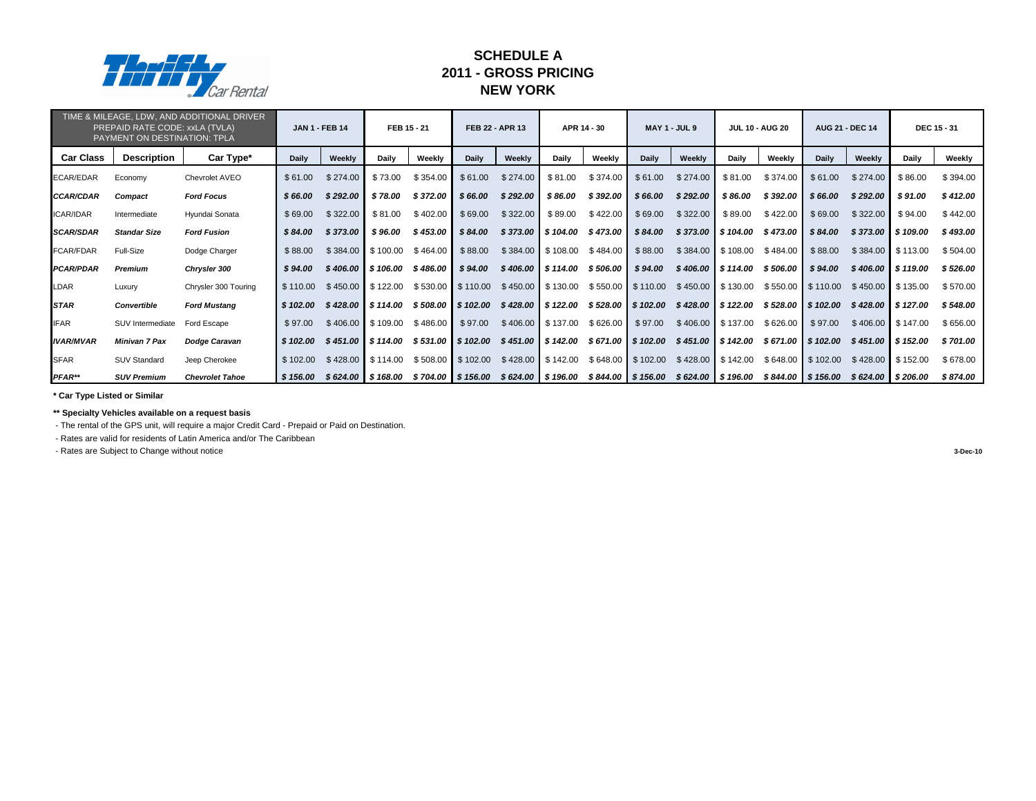# SCHEDULE A
# 2011 - GROSS PRICING
# NEW YORK

| TIME & MILEAGE, LDW, AND ADDITIONAL DRIVER PREPAID RATE CODE: xxLA (TVLA) PAYMENT ON DESTINATION: TPLA | | | JAN 1 - FEB 14 | | FEB 15 - 21 | | FEB 22 - APR 13 | | APR 14 - 30 | | MAY 1 - JUL 9 | | JUL 10 - AUG 20 | | AUG 21 - DEC 14 | | DEC 15 - 31 | |
|---|---|---|---|---|---|---|---|---|---|---|---|---|---|---|---|---|---|---|
| **Car Class** | **Description** | **Car Type*** | **Daily** | **Weekly** | **Daily** | **Weekly** | **Daily** | **Weekly** | **Daily** | **Weekly** | **Daily** | **Weekly** | **Daily** | **Weekly** | **Daily** | **Weekly** | **Daily** | **Weekly** |
| ECAR/EDAR | Economy | Chevrolet AVEO | $ 61.00 | $ 274.00 | $ 73.00 | $ 354.00 | $ 61.00 | $ 274.00 | $ 81.00 | $ 374.00 | $ 61.00 | $ 274.00 | $ 81.00 | $ 374.00 | $ 61.00 | $ 274.00 | $ 86.00 | $ 394.00 |
| ***CCAR/CDAR*** | ***Compact*** | ***Ford Focus*** | ***$ 66.00*** | ***$ 292.00*** | ***$ 78.00*** | ***$ 372.00*** | ***$ 66.00*** | ***$ 292.00*** | ***$ 86.00*** | ***$ 392.00*** | ***$ 66.00*** | ***$ 292.00*** | ***$ 86.00*** | ***$ 392.00*** | ***$ 66.00*** | ***$ 292.00*** | ***$ 91.00*** | ***$ 412.00*** |
| ICAR/IDAR | Intermediate | Hyundai Sonata | $ 69.00 | $ 322.00 | $ 81.00 | $ 402.00 | $ 69.00 | $ 322.00 | $ 89.00 | $ 422.00 | $ 69.00 | $ 322.00 | $ 89.00 | $ 422.00 | $ 69.00 | $ 322.00 | $ 94.00 | $ 442.00 |
| ***SCAR/SDAR*** | ***Standar Size*** | ***Ford Fusion*** | ***$ 84.00*** | ***$ 373.00*** | ***$ 96.00*** | ***$ 453.00*** | ***$ 84.00*** | ***$ 373.00*** | ***$ 104.00*** | ***$ 473.00*** | ***$ 84.00*** | ***$ 373.00*** | ***$ 104.00*** | ***$ 473.00*** | ***$ 84.00*** | ***$ 373.00*** | ***$ 109.00*** | ***$ 493.00*** |
| FCAR/FDAR | Full-Size | Dodge Charger | $ 88.00 | $ 384.00 | $ 100.00 | $ 464.00 | $ 88.00 | $ 384.00 | $ 108.00 | $ 484.00 | $ 88.00 | $ 384.00 | $ 108.00 | $ 484.00 | $ 88.00 | $ 384.00 | $ 113.00 | $ 504.00 |
| ***PCAR/PDAR*** | ***Premium*** | ***Chrysler 300*** | ***$ 94.00*** | ***$ 406.00*** | ***$ 106.00*** | ***$ 486.00*** | ***$ 94.00*** | ***$ 406.00*** | ***$ 114.00*** | ***$ 506.00*** | ***$ 94.00*** | ***$ 406.00*** | ***$ 114.00*** | ***$ 506.00*** | ***$ 94.00*** | ***$ 406.00*** | ***$ 119.00*** | ***$ 526.00*** |
| LDAR | Luxury | Chrysler 300 Touring | $ 110.00 | $ 450.00 | $ 122.00 | $ 530.00 | $ 110.00 | $ 450.00 | $ 130.00 | $ 550.00 | $ 110.00 | $ 450.00 | $ 130.00 | $ 550.00 | $ 110.00 | $ 450.00 | $ 135.00 | $ 570.00 |
| ***STAR*** | ***Convertible*** | ***Ford Mustang*** | ***$ 102.00*** | ***$ 428.00*** | ***$ 114.00*** | ***$ 508.00*** | ***$ 102.00*** | ***$ 428.00*** | ***$ 122.00*** | ***$ 528.00*** | ***$ 102.00*** | ***$ 428.00*** | ***$ 122.00*** | ***$ 528.00*** | ***$ 102.00*** | ***$ 428.00*** | ***$ 127.00*** | ***$ 548.00*** |
| IFAR | SUV Intermediate | Ford Escape | $ 97.00 | $ 406.00 | $ 109.00 | $ 486.00 | $ 97.00 | $ 406.00 | $ 137.00 | $ 626.00 | $ 97.00 | $ 406.00 | $ 137.00 | $ 626.00 | $ 97.00 | $ 406.00 | $ 147.00 | $ 656.00 |
| ***IVAR/MVAR*** | ***Minivan 7 Pax*** | ***Dodge Caravan*** | ***$ 102.00*** | ***$ 451.00*** | ***$ 114.00*** | ***$ 531.00*** | ***$ 102.00*** | ***$ 451.00*** | ***$ 142.00*** | ***$ 671.00*** | ***$ 102.00*** | ***$ 451.00*** | ***$ 142.00*** | ***$ 671.00*** | ***$ 102.00*** | ***$ 451.00*** | ***$ 152.00*** | ***$ 701.00*** |
| SFAR | SUV Standard | Jeep Cherokee | $ 102.00 | $ 428.00 | $ 114.00 | $ 508.00 | $ 102.00 | $ 428.00 | $ 142.00 | $ 648.00 | $ 102.00 | $ 428.00 | $ 142.00 | $ 648.00 | $ 102.00 | $ 428.00 | $ 152.00 | $ 678.00 |
| ***PFAR**** | ***SUV Premium*** | ***Chevrolet Tahoe*** | ***$ 156.00*** | ***$ 624.00*** | ***$ 168.00*** | ***$ 704.00*** | ***$ 156.00*** | ***$ 624.00*** | ***$ 196.00*** | ***$ 844.00*** | ***$ 156.00*** | ***$ 624.00*** | ***$ 196.00*** | ***$ 844.00*** | ***$ 156.00*** | ***$ 624.00*** | ***$ 206.00*** | ***$ 874.00*** |

**\* Car Type Listed or Similar**

**\*\* Specialty Vehicles available on a request basis**

- The rental of the GPS unit, will require a major Credit Card - Prepaid or Paid on Destination.
- Rates are valid for residents of Latin America and/or The Caribbean
- Rates are Subject to Change without notice

**3-Dec-10**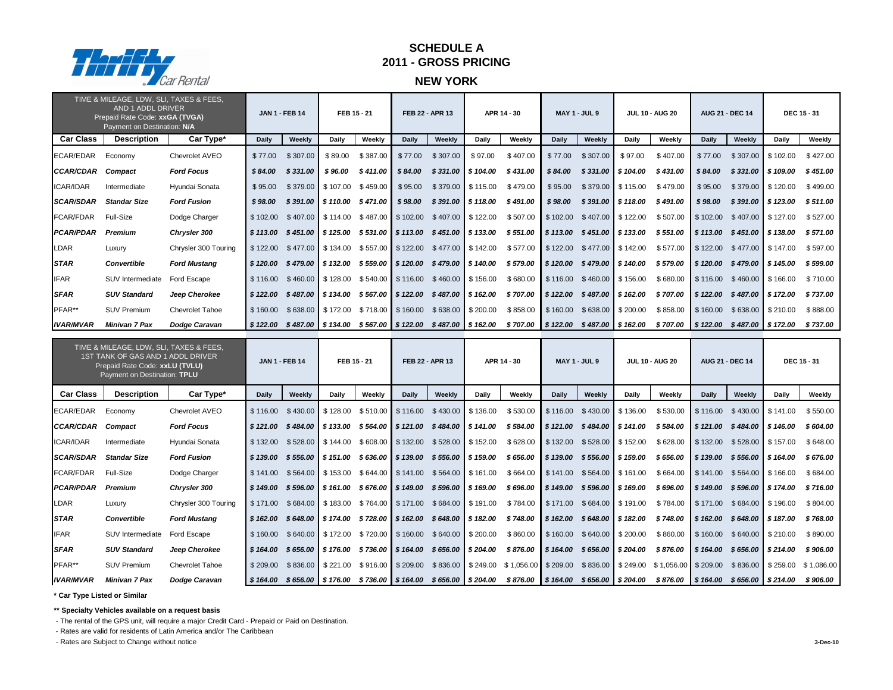# SCHEDULE A
## 2011 - GROSS PRICING
### NEW YORK

| TIME & MILEAGE, LDW, SLI, TAXES & FEES, AND 1 ADDL DRIVER<br>Prepaid Rate Code: **xxGA (TVGA)**<br>Payment on Destination: **N/A** | | | JAN 1 - FEB 14 | | FEB 15 - 21 | | FEB 22 - APR 13 | | APR 14 - 30 | | MAY 1 - JUL 9 | | JUL 10 - AUG 20 | | AUG 21 - DEC 14 | | DEC 15 - 31 | |
|---|---|---|---|---|---|---|---|---|---|---|---|---|---|---|---|---|---|---|
| **Car Class** | **Description** | **Car Type*** | **Daily** | **Weekly** | **Daily** | **Weekly** | **Daily** | **Weekly** | **Daily** | **Weekly** | **Daily** | **Weekly** | **Daily** | **Weekly** | **Daily** | **Weekly** | **Daily** | **Weekly** |
| ECAR/EDAR | Economy | Chevrolet AVEO | $ 77.00 | $ 307.00 | $ 89.00 | $ 387.00 | $ 77.00 | $ 307.00 | $ 97.00 | $ 407.00 | $ 77.00 | $ 307.00 | $ 97.00 | $ 407.00 | $ 77.00 | $ 307.00 | $ 102.00 | $ 427.00 |
| ***CCAR/CDAR*** | ***Compact*** | ***Ford Focus*** | ***$ 84.00*** | ***$ 331.00*** | ***$ 96.00*** | ***$ 411.00*** | ***$ 84.00*** | ***$ 331.00*** | ***$ 104.00*** | ***$ 431.00*** | ***$ 84.00*** | ***$ 331.00*** | ***$ 104.00*** | ***$ 431.00*** | ***$ 84.00*** | ***$ 331.00*** | ***$ 109.00*** | ***$ 451.00*** |
| ICAR/IDAR | Intermediate | Hyundai Sonata | $ 95.00 | $ 379.00 | $ 107.00 | $ 459.00 | $ 95.00 | $ 379.00 | $ 115.00 | $ 479.00 | $ 95.00 | $ 379.00 | $ 115.00 | $ 479.00 | $ 95.00 | $ 379.00 | $ 120.00 | $ 499.00 |
| ***SCAR/SDAR*** | ***Standar Size*** | ***Ford Fusion*** | ***$ 98.00*** | ***$ 391.00*** | ***$ 110.00*** | ***$ 471.00*** | ***$ 98.00*** | ***$ 391.00*** | ***$ 118.00*** | ***$ 491.00*** | ***$ 98.00*** | ***$ 391.00*** | ***$ 118.00*** | ***$ 491.00*** | ***$ 98.00*** | ***$ 391.00*** | ***$ 123.00*** | ***$ 511.00*** |
| FCAR/FDAR | Full-Size | Dodge Charger | $ 102.00 | $ 407.00 | $ 114.00 | $ 487.00 | $ 102.00 | $ 407.00 | $ 122.00 | $ 507.00 | $ 102.00 | $ 407.00 | $ 122.00 | $ 507.00 | $ 102.00 | $ 407.00 | $ 127.00 | $ 527.00 |
| ***PCAR/PDAR*** | ***Premium*** | ***Chrysler 300*** | ***$ 113.00*** | ***$ 451.00*** | ***$ 125.00*** | ***$ 531.00*** | ***$ 113.00*** | ***$ 451.00*** | ***$ 133.00*** | ***$ 551.00*** | ***$ 113.00*** | ***$ 451.00*** | ***$ 133.00*** | ***$ 551.00*** | ***$ 113.00*** | ***$ 451.00*** | ***$ 138.00*** | ***$ 571.00*** |
| LDAR | Luxury | Chrysler 300 Touring | $ 122.00 | $ 477.00 | $ 134.00 | $ 557.00 | $ 122.00 | $ 477.00 | $ 142.00 | $ 577.00 | $ 122.00 | $ 477.00 | $ 142.00 | $ 577.00 | $ 122.00 | $ 477.00 | $ 147.00 | $ 597.00 |
| ***STAR*** | ***Convertible*** | ***Ford Mustang*** | ***$ 120.00*** | ***$ 479.00*** | ***$ 132.00*** | ***$ 559.00*** | ***$ 120.00*** | ***$ 479.00*** | ***$ 140.00*** | ***$ 579.00*** | ***$ 120.00*** | ***$ 479.00*** | ***$ 140.00*** | ***$ 579.00*** | ***$ 120.00*** | ***$ 479.00*** | ***$ 145.00*** | ***$ 599.00*** |
| IFAR | SUV Intermediate | Ford Escape | $ 116.00 | $ 460.00 | $ 128.00 | $ 540.00 | $ 116.00 | $ 460.00 | $ 156.00 | $ 680.00 | $ 116.00 | $ 460.00 | $ 156.00 | $ 680.00 | $ 116.00 | $ 460.00 | $ 166.00 | $ 710.00 |
| ***SFAR*** | ***SUV Standard*** | ***Jeep Cherokee*** | ***$ 122.00*** | ***$ 487.00*** | ***$ 134.00*** | ***$ 567.00*** | ***$ 122.00*** | ***$ 487.00*** | ***$ 162.00*** | ***$ 707.00*** | ***$ 122.00*** | ***$ 487.00*** | ***$ 162.00*** | ***$ 707.00*** | ***$ 122.00*** | ***$ 487.00*** | ***$ 172.00*** | ***$ 737.00*** |
| PFAR** | SUV Premium | Chevrolet Tahoe | $ 160.00 | $ 638.00 | $ 172.00 | $ 718.00 | $ 160.00 | $ 638.00 | $ 200.00 | $ 858.00 | $ 160.00 | $ 638.00 | $ 200.00 | $ 858.00 | $ 160.00 | $ 638.00 | $ 210.00 | $ 888.00 |
| ***IVAR/MVAR*** | ***Minivan 7 Pax*** | ***Dodge Caravan*** | ***$ 122.00*** | ***$ 487.00*** | ***$ 134.00*** | ***$ 567.00*** | ***$ 122.00*** | ***$ 487.00*** | ***$ 162.00*** | ***$ 707.00*** | ***$ 122.00*** | ***$ 487.00*** | ***$ 162.00*** | ***$ 707.00*** | ***$ 122.00*** | ***$ 487.00*** | ***$ 172.00*** | ***$ 737.00*** |

| TIME & MILEAGE, LDW, SLI, TAXES & FEES, 1ST TANK OF GAS AND 1 ADDL DRIVER<br>Prepaid Rate Code: **xxLU (TVLU)**<br>Payment on Destination: **TPLU** | | | JAN 1 - FEB 14 | | FEB 15 - 21 | | FEB 22 - APR 13 | | APR 14 - 30 | | MAY 1 - JUL 9 | | JUL 10 - AUG 20 | | AUG 21 - DEC 14 | | DEC 15 - 31 | |
|---|---|---|---|---|---|---|---|---|---|---|---|---|---|---|---|---|---|---|
| **Car Class** | **Description** | **Car Type*** | **Daily** | **Weekly** | **Daily** | **Weekly** | **Daily** | **Weekly** | **Daily** | **Weekly** | **Daily** | **Weekly** | **Daily** | **Weekly** | **Daily** | **Weekly** | **Daily** | **Weekly** |
| ECAR/EDAR | Economy | Chevrolet AVEO | $ 116.00 | $ 430.00 | $ 128.00 | $ 510.00 | $ 116.00 | $ 430.00 | $ 136.00 | $ 530.00 | $ 116.00 | $ 430.00 | $ 136.00 | $ 530.00 | $ 116.00 | $ 430.00 | $ 141.00 | $ 550.00 |
| ***CCAR/CDAR*** | ***Compact*** | ***Ford Focus*** | ***$ 121.00*** | ***$ 484.00*** | ***$ 133.00*** | ***$ 564.00*** | ***$ 121.00*** | ***$ 484.00*** | ***$ 141.00*** | ***$ 584.00*** | ***$ 121.00*** | ***$ 484.00*** | ***$ 141.00*** | ***$ 584.00*** | ***$ 121.00*** | ***$ 484.00*** | ***$ 146.00*** | ***$ 604.00*** |
| ICAR/IDAR | Intermediate | Hyundai Sonata | $ 132.00 | $ 528.00 | $ 144.00 | $ 608.00 | $ 132.00 | $ 528.00 | $ 152.00 | $ 628.00 | $ 132.00 | $ 528.00 | $ 152.00 | $ 628.00 | $ 132.00 | $ 528.00 | $ 157.00 | $ 648.00 |
| ***SCAR/SDAR*** | ***Standar Size*** | ***Ford Fusion*** | ***$ 139.00*** | ***$ 556.00*** | ***$ 151.00*** | ***$ 636.00*** | ***$ 139.00*** | ***$ 556.00*** | ***$ 159.00*** | ***$ 656.00*** | ***$ 139.00*** | ***$ 556.00*** | ***$ 159.00*** | ***$ 656.00*** | ***$ 139.00*** | ***$ 556.00*** | ***$ 164.00*** | ***$ 676.00*** |
| FCAR/FDAR | Full-Size | Dodge Charger | $ 141.00 | $ 564.00 | $ 153.00 | $ 644.00 | $ 141.00 | $ 564.00 | $ 161.00 | $ 664.00 | $ 141.00 | $ 564.00 | $ 161.00 | $ 664.00 | $ 141.00 | $ 564.00 | $ 166.00 | $ 684.00 |
| ***PCAR/PDAR*** | ***Premium*** | ***Chrysler 300*** | ***$ 149.00*** | ***$ 596.00*** | ***$ 161.00*** | ***$ 676.00*** | ***$ 149.00*** | ***$ 596.00*** | ***$ 169.00*** | ***$ 696.00*** | ***$ 149.00*** | ***$ 596.00*** | ***$ 169.00*** | ***$ 696.00*** | ***$ 149.00*** | ***$ 596.00*** | ***$ 174.00*** | ***$ 716.00*** |
| LDAR | Luxury | Chrysler 300 Touring | $ 171.00 | $ 684.00 | $ 183.00 | $ 764.00 | $ 171.00 | $ 684.00 | $ 191.00 | $ 784.00 | $ 171.00 | $ 684.00 | $ 191.00 | $ 784.00 | $ 171.00 | $ 684.00 | $ 196.00 | $ 804.00 |
| ***STAR*** | ***Convertible*** | ***Ford Mustang*** | ***$ 162.00*** | ***$ 648.00*** | ***$ 174.00*** | ***$ 728.00*** | ***$ 162.00*** | ***$ 648.00*** | ***$ 182.00*** | ***$ 748.00*** | ***$ 162.00*** | ***$ 648.00*** | ***$ 182.00*** | ***$ 748.00*** | ***$ 162.00*** | ***$ 648.00*** | ***$ 187.00*** | ***$ 768.00*** |
| IFAR | SUV Intermediate | Ford Escape | $ 160.00 | $ 640.00 | $ 172.00 | $ 720.00 | $ 160.00 | $ 640.00 | $ 200.00 | $ 860.00 | $ 160.00 | $ 640.00 | $ 200.00 | $ 860.00 | $ 160.00 | $ 640.00 | $ 210.00 | $ 890.00 |
| ***SFAR*** | ***SUV Standard*** | ***Jeep Cherokee*** | ***$ 164.00*** | ***$ 656.00*** | ***$ 176.00*** | ***$ 736.00*** | ***$ 164.00*** | ***$ 656.00*** | ***$ 204.00*** | ***$ 876.00*** | ***$ 164.00*** | ***$ 656.00*** | ***$ 204.00*** | ***$ 876.00*** | ***$ 164.00*** | ***$ 656.00*** | ***$ 214.00*** | ***$ 906.00*** |
| PFAR** | SUV Premium | Chevrolet Tahoe | $ 209.00 | $ 836.00 | $ 221.00 | $ 916.00 | $ 209.00 | $ 836.00 | $ 249.00 | $ 1,056.00 | $ 209.00 | $ 836.00 | $ 249.00 | $ 1,056.00 | $ 209.00 | $ 836.00 | $ 259.00 | $ 1,086.00 |
| ***IVAR/MVAR*** | ***Minivan 7 Pax*** | ***Dodge Caravan*** | ***$ 164.00*** | ***$ 656.00*** | ***$ 176.00*** | ***$ 736.00*** | ***$ 164.00*** | ***$ 656.00*** | ***$ 204.00*** | ***$ 876.00*** | ***$ 164.00*** | ***$ 656.00*** | ***$ 204.00*** | ***$ 876.00*** | ***$ 164.00*** | ***$ 656.00*** | ***$ 214.00*** | ***$ 906.00*** |

**\* Car Type Listed or Similar**

**\*\* Specialty Vehicles available on a request basis**

- The rental of the GPS unit, will require a major Credit Card - Prepaid or Paid on Destination.
- Rates are valid for residents of Latin America and/or The Caribbean
- Rates are Subject to Change without notice

3-Dec-10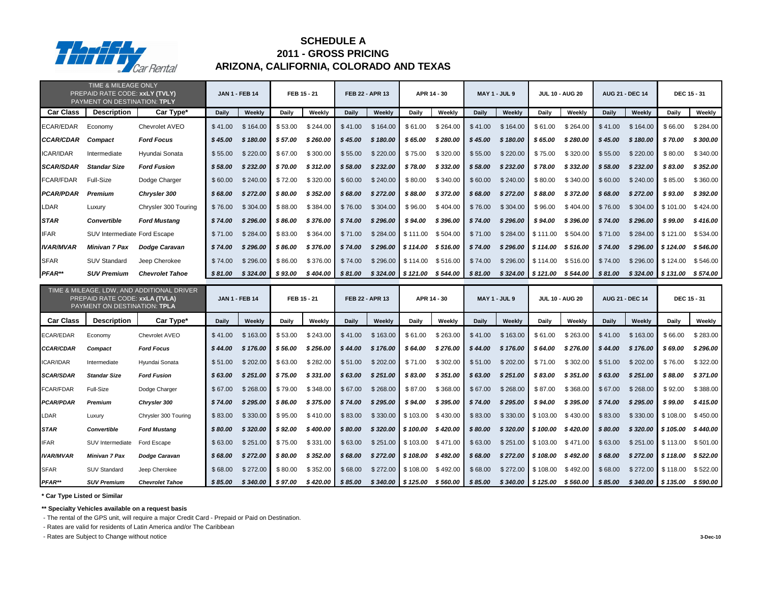# SCHEDULE A
## 2011 - GROSS PRICING
## ARIZONA, CALIFORNIA, COLORADO AND TEXAS

| TIME & MILEAGE ONLY<br>PREPAID RATE CODE: **xxLY (TVLY)**<br>PAYMENT ON DESTINATION: **TPLY** | | | JAN 1 - FEB 14 | | FEB 15 - 21 | | FEB 22 - APR 13 | | APR 14 - 30 | | MAY 1 - JUL 9 | | JUL 10 - AUG 20 | | AUG 21 - DEC 14 | | DEC 15 - 31 | |
|---|---|---|---|---|---|---|---|---|---|---|---|---|---|---|---|---|---|---|
| **Car Class** | **Description** | **Car Type*** | **Daily** | **Weekly** | **Daily** | **Weekly** | **Daily** | **Weekly** | **Daily** | **Weekly** | **Daily** | **Weekly** | **Daily** | **Weekly** | **Daily** | **Weekly** | **Daily** | **Weekly** |
| ECAR/EDAR | Economy | Chevrolet AVEO | $ 41.00 | $ 164.00 | $ 53.00 | $ 244.00 | $ 41.00 | $ 164.00 | $ 61.00 | $ 264.00 | $ 41.00 | $ 164.00 | $ 61.00 | $ 264.00 | $ 41.00 | $ 164.00 | $ 66.00 | $ 284.00 |
| ***CCAR/CDAR*** | ***Compact*** | ***Ford Focus*** | ***$ 45.00*** | ***$ 180.00*** | ***$ 57.00*** | ***$ 260.00*** | ***$ 45.00*** | ***$ 180.00*** | ***$ 65.00*** | ***$ 280.00*** | ***$ 45.00*** | ***$ 180.00*** | ***$ 65.00*** | ***$ 280.00*** | ***$ 45.00*** | ***$ 180.00*** | ***$ 70.00*** | ***$ 300.00*** |
| ICAR/IDAR | Intermediate | Hyundai Sonata | $ 55.00 | $ 220.00 | $ 67.00 | $ 300.00 | $ 55.00 | $ 220.00 | $ 75.00 | $ 320.00 | $ 55.00 | $ 220.00 | $ 75.00 | $ 320.00 | $ 55.00 | $ 220.00 | $ 80.00 | $ 340.00 |
| ***SCAR/SDAR*** | ***Standar Size*** | ***Ford Fusion*** | ***$ 58.00*** | ***$ 232.00*** | ***$ 70.00*** | ***$ 312.00*** | ***$ 58.00*** | ***$ 232.00*** | ***$ 78.00*** | ***$ 332.00*** | ***$ 58.00*** | ***$ 232.00*** | ***$ 78.00*** | ***$ 332.00*** | ***$ 58.00*** | ***$ 232.00*** | ***$ 83.00*** | ***$ 352.00*** |
| FCAR/FDAR | Full-Size | Dodge Charger | $ 60.00 | $ 240.00 | $ 72.00 | $ 320.00 | $ 60.00 | $ 240.00 | $ 80.00 | $ 340.00 | $ 60.00 | $ 240.00 | $ 80.00 | $ 340.00 | $ 60.00 | $ 240.00 | $ 85.00 | $ 360.00 |
| ***PCAR/PDAR*** | ***Premium*** | ***Chrysler 300*** | ***$ 68.00*** | ***$ 272.00*** | ***$ 80.00*** | ***$ 352.00*** | ***$ 68.00*** | ***$ 272.00*** | ***$ 88.00*** | ***$ 372.00*** | ***$ 68.00*** | ***$ 272.00*** | ***$ 88.00*** | ***$ 372.00*** | ***$ 68.00*** | ***$ 272.00*** | ***$ 93.00*** | ***$ 392.00*** |
| LDAR | Luxury | Chrysler 300 Touring | $ 76.00 | $ 304.00 | $ 88.00 | $ 384.00 | $ 76.00 | $ 304.00 | $ 96.00 | $ 404.00 | $ 76.00 | $ 304.00 | $ 96.00 | $ 404.00 | $ 76.00 | $ 304.00 | $ 101.00 | $ 424.00 |
| ***STAR*** | ***Convertible*** | ***Ford Mustang*** | ***$ 74.00*** | ***$ 296.00*** | ***$ 86.00*** | ***$ 376.00*** | ***$ 74.00*** | ***$ 296.00*** | ***$ 94.00*** | ***$ 396.00*** | ***$ 74.00*** | ***$ 296.00*** | ***$ 94.00*** | ***$ 396.00*** | ***$ 74.00*** | ***$ 296.00*** | ***$ 99.00*** | ***$ 416.00*** |
| IFAR | SUV Intermediate | Ford Escape | $ 71.00 | $ 284.00 | $ 83.00 | $ 364.00 | $ 71.00 | $ 284.00 | $ 111.00 | $ 504.00 | $ 71.00 | $ 284.00 | $ 111.00 | $ 504.00 | $ 71.00 | $ 284.00 | $ 121.00 | $ 534.00 |
| ***IVAR/MVAR*** | ***Minivan 7 Pax*** | ***Dodge Caravan*** | ***$ 74.00*** | ***$ 296.00*** | ***$ 86.00*** | ***$ 376.00*** | ***$ 74.00*** | ***$ 296.00*** | ***$ 114.00*** | ***$ 516.00*** | ***$ 74.00*** | ***$ 296.00*** | ***$ 114.00*** | ***$ 516.00*** | ***$ 74.00*** | ***$ 296.00*** | ***$ 124.00*** | ***$ 546.00*** |
| SFAR | SUV Standard | Jeep Cherokee | $ 74.00 | $ 296.00 | $ 86.00 | $ 376.00 | $ 74.00 | $ 296.00 | $ 114.00 | $ 516.00 | $ 74.00 | $ 296.00 | $ 114.00 | $ 516.00 | $ 74.00 | $ 296.00 | $ 124.00 | $ 546.00 |
| ***PFAR**** | ***SUV Premium*** | ***Chevrolet Tahoe*** | ***$ 81.00*** | ***$ 324.00*** | ***$ 93.00*** | ***$ 404.00*** | ***$ 81.00*** | ***$ 324.00*** | ***$ 121.00*** | ***$ 544.00*** | ***$ 81.00*** | ***$ 324.00*** | ***$ 121.00*** | ***$ 544.00*** | ***$ 81.00*** | ***$ 324.00*** | ***$ 131.00*** | ***$ 574.00*** |

| TIME & MILEAGE, LDW, AND ADDITIONAL DRIVER<br>PREPAID RATE CODE: **xxLA (TVLA)**<br>PAYMENT ON DESTINATION: **TPLA** | | | JAN 1 - FEB 14 | | FEB 15 - 21 | | FEB 22 - APR 13 | | APR 14 - 30 | | MAY 1 - JUL 9 | | JUL 10 - AUG 20 | | AUG 21 - DEC 14 | | DEC 15 - 31 | |
|---|---|---|---|---|---|---|---|---|---|---|---|---|---|---|---|---|---|---|
| **Car Class** | **Description** | **Car Type*** | **Daily** | **Weekly** | **Daily** | **Weekly** | **Daily** | **Weekly** | **Daily** | **Weekly** | **Daily** | **Weekly** | **Daily** | **Weekly** | **Daily** | **Weekly** | **Daily** | **Weekly** |
| ECAR/EDAR | Economy | Chevrolet AVEO | $ 41.00 | $ 163.00 | $ 53.00 | $ 243.00 | $ 41.00 | $ 163.00 | $ 61.00 | $ 263.00 | $ 41.00 | $ 163.00 | $ 61.00 | $ 263.00 | $ 41.00 | $ 163.00 | $ 66.00 | $ 283.00 |
| ***CCAR/CDAR*** | ***Compact*** | ***Ford Focus*** | ***$ 44.00*** | ***$ 176.00*** | ***$ 56.00*** | ***$ 256.00*** | ***$ 44.00*** | ***$ 176.00*** | ***$ 64.00*** | ***$ 276.00*** | ***$ 44.00*** | ***$ 176.00*** | ***$ 64.00*** | ***$ 276.00*** | ***$ 44.00*** | ***$ 176.00*** | ***$ 69.00*** | ***$ 296.00*** |
| ICAR/IDAR | Intermediate | Hyundai Sonata | $ 51.00 | $ 202.00 | $ 63.00 | $ 282.00 | $ 51.00 | $ 202.00 | $ 71.00 | $ 302.00 | $ 51.00 | $ 202.00 | $ 71.00 | $ 302.00 | $ 51.00 | $ 202.00 | $ 76.00 | $ 322.00 |
| ***SCAR/SDAR*** | ***Standar Size*** | ***Ford Fusion*** | ***$ 63.00*** | ***$ 251.00*** | ***$ 75.00*** | ***$ 331.00*** | ***$ 63.00*** | ***$ 251.00*** | ***$ 83.00*** | ***$ 351.00*** | ***$ 63.00*** | ***$ 251.00*** | ***$ 83.00*** | ***$ 351.00*** | ***$ 63.00*** | ***$ 251.00*** | ***$ 88.00*** | ***$ 371.00*** |
| FCAR/FDAR | Full-Size | Dodge Charger | $ 67.00 | $ 268.00 | $ 79.00 | $ 348.00 | $ 67.00 | $ 268.00 | $ 87.00 | $ 368.00 | $ 67.00 | $ 268.00 | $ 87.00 | $ 368.00 | $ 67.00 | $ 268.00 | $ 92.00 | $ 388.00 |
| ***PCAR/PDAR*** | ***Premium*** | ***Chrysler 300*** | ***$ 74.00*** | ***$ 295.00*** | ***$ 86.00*** | ***$ 375.00*** | ***$ 74.00*** | ***$ 295.00*** | ***$ 94.00*** | ***$ 395.00*** | ***$ 74.00*** | ***$ 295.00*** | ***$ 94.00*** | ***$ 395.00*** | ***$ 74.00*** | ***$ 295.00*** | ***$ 99.00*** | ***$ 415.00*** |
| LDAR | Luxury | Chrysler 300 Touring | $ 83.00 | $ 330.00 | $ 95.00 | $ 410.00 | $ 83.00 | $ 330.00 | $ 103.00 | $ 430.00 | $ 83.00 | $ 330.00 | $ 103.00 | $ 430.00 | $ 83.00 | $ 330.00 | $ 108.00 | $ 450.00 |
| ***STAR*** | ***Convertible*** | ***Ford Mustang*** | ***$ 80.00*** | ***$ 320.00*** | ***$ 92.00*** | ***$ 400.00*** | ***$ 80.00*** | ***$ 320.00*** | ***$ 100.00*** | ***$ 420.00*** | ***$ 80.00*** | ***$ 320.00*** | ***$ 100.00*** | ***$ 420.00*** | ***$ 80.00*** | ***$ 320.00*** | ***$ 105.00*** | ***$ 440.00*** |
| IFAR | SUV Intermediate | Ford Escape | $ 63.00 | $ 251.00 | $ 75.00 | $ 331.00 | $ 63.00 | $ 251.00 | $ 103.00 | $ 471.00 | $ 63.00 | $ 251.00 | $ 103.00 | $ 471.00 | $ 63.00 | $ 251.00 | $ 113.00 | $ 501.00 |
| ***IVAR/MVAR*** | ***Minivan 7 Pax*** | ***Dodge Caravan*** | ***$ 68.00*** | ***$ 272.00*** | ***$ 80.00*** | ***$ 352.00*** | ***$ 68.00*** | ***$ 272.00*** | ***$ 108.00*** | ***$ 492.00*** | ***$ 68.00*** | ***$ 272.00*** | ***$ 108.00*** | ***$ 492.00*** | ***$ 68.00*** | ***$ 272.00*** | ***$ 118.00*** | ***$ 522.00*** |
| SFAR | SUV Standard | Jeep Cherokee | $ 68.00 | $ 272.00 | $ 80.00 | $ 352.00 | $ 68.00 | $ 272.00 | $ 108.00 | $ 492.00 | $ 68.00 | $ 272.00 | $ 108.00 | $ 492.00 | $ 68.00 | $ 272.00 | $ 118.00 | $ 522.00 |
| ***PFAR**** | ***SUV Premium*** | ***Chevrolet Tahoe*** | ***$ 85.00*** | ***$ 340.00*** | ***$ 97.00*** | ***$ 420.00*** | ***$ 85.00*** | ***$ 340.00*** | ***$ 125.00*** | ***$ 560.00*** | ***$ 85.00*** | ***$ 340.00*** | ***$ 125.00*** | ***$ 560.00*** | ***$ 85.00*** | ***$ 340.00*** | ***$ 135.00*** | ***$ 590.00*** |

**\* Car Type Listed or Similar**

**\*\* Specialty Vehicles available on a request basis**

- The rental of the GPS unit, will require a major Credit Card - Prepaid or Paid on Destination.
- Rates are valid for residents of Latin America and/or The Caribbean
- Rates are Subject to Change without notice

**3-Dec-10**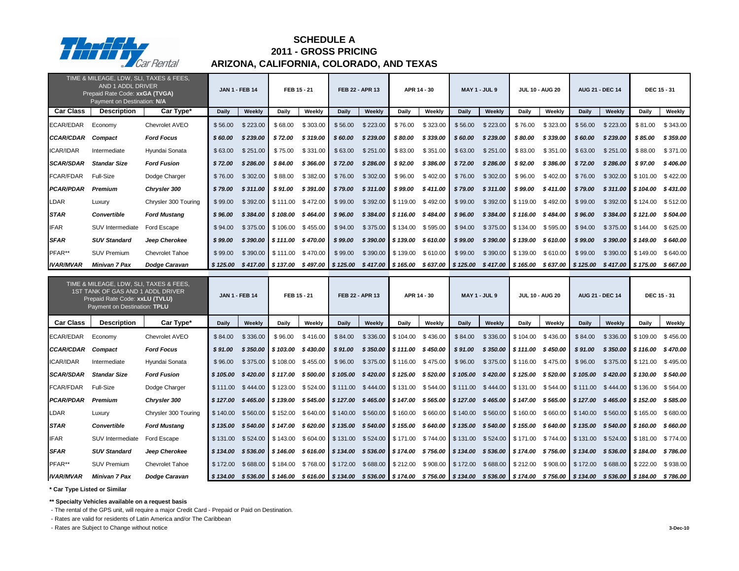# SCHEDULE A
## 2011 - GROSS PRICING
## ARIZONA, CALIFORNIA, COLORADO, AND TEXAS

| TIME & MILEAGE, LDW, SLI, TAXES & FEES, AND 1 ADDL DRIVER<br>Prepaid Rate Code: **xxGA (TVGA)**<br>Payment on Destination: **N/A** | | | JAN 1 - FEB 14 | | FEB 15 - 21 | | FEB 22 - APR 13 | | APR 14 - 30 | | MAY 1 - JUL 9 | | JUL 10 - AUG 20 | | AUG 21 - DEC 14 | | DEC 15 - 31 | |
|---|---|---|---|---|---|---|---|---|---|---|---|---|---|---|---|---|---|---|
| **Car Class** | **Description** | **Car Type*** | **Daily** | **Weekly** | **Daily** | **Weekly** | **Daily** | **Weekly** | **Daily** | **Weekly** | **Daily** | **Weekly** | **Daily** | **Weekly** | **Daily** | **Weekly** | **Daily** | **Weekly** |
| ECAR/EDAR | Economy | Chevrolet AVEO | $ 56.00 | $ 223.00 | $ 68.00 | $ 303.00 | $ 56.00 | $ 223.00 | $ 76.00 | $ 323.00 | $ 56.00 | $ 223.00 | $ 76.00 | $ 323.00 | $ 56.00 | $ 223.00 | $ 81.00 | $ 343.00 |
| ***CCAR/CDAR*** | ***Compact*** | ***Ford Focus*** | ***$ 60.00*** | ***$ 239.00*** | ***$ 72.00*** | ***$ 319.00*** | ***$ 60.00*** | ***$ 239.00*** | ***$ 80.00*** | ***$ 339.00*** | ***$ 60.00*** | ***$ 239.00*** | ***$ 80.00*** | ***$ 339.00*** | ***$ 60.00*** | ***$ 239.00*** | ***$ 85.00*** | ***$ 359.00*** |
| ICAR/IDAR | Intermediate | Hyundai Sonata | $ 63.00 | $ 251.00 | $ 75.00 | $ 331.00 | $ 63.00 | $ 251.00 | $ 83.00 | $ 351.00 | $ 63.00 | $ 251.00 | $ 83.00 | $ 351.00 | $ 63.00 | $ 251.00 | $ 88.00 | $ 371.00 |
| ***SCAR/SDAR*** | ***Standar Size*** | ***Ford Fusion*** | ***$ 72.00*** | ***$ 286.00*** | ***$ 84.00*** | ***$ 366.00*** | ***$ 72.00*** | ***$ 286.00*** | ***$ 92.00*** | ***$ 386.00*** | ***$ 72.00*** | ***$ 286.00*** | ***$ 92.00*** | ***$ 386.00*** | ***$ 72.00*** | ***$ 286.00*** | ***$ 97.00*** | ***$ 406.00*** |
| FCAR/FDAR | Full-Size | Dodge Charger | $ 76.00 | $ 302.00 | $ 88.00 | $ 382.00 | $ 76.00 | $ 302.00 | $ 96.00 | $ 402.00 | $ 76.00 | $ 302.00 | $ 96.00 | $ 402.00 | $ 76.00 | $ 302.00 | $ 101.00 | $ 422.00 |
| ***PCAR/PDAR*** | ***Premium*** | ***Chrysler 300*** | ***$ 79.00*** | ***$ 311.00*** | ***$ 91.00*** | ***$ 391.00*** | ***$ 79.00*** | ***$ 311.00*** | ***$ 99.00*** | ***$ 411.00*** | ***$ 79.00*** | ***$ 311.00*** | ***$ 99.00*** | ***$ 411.00*** | ***$ 79.00*** | ***$ 311.00*** | ***$ 104.00*** | ***$ 431.00*** |
| LDAR | Luxury | Chrysler 300 Touring | $ 99.00 | $ 392.00 | $ 111.00 | $ 472.00 | $ 99.00 | $ 392.00 | $ 119.00 | $ 492.00 | $ 99.00 | $ 392.00 | $ 119.00 | $ 492.00 | $ 99.00 | $ 392.00 | $ 124.00 | $ 512.00 |
| ***STAR*** | ***Convertible*** | ***Ford Mustang*** | ***$ 96.00*** | ***$ 384.00*** | ***$ 108.00*** | ***$ 464.00*** | ***$ 96.00*** | ***$ 384.00*** | ***$ 116.00*** | ***$ 484.00*** | ***$ 96.00*** | ***$ 384.00*** | ***$ 116.00*** | ***$ 484.00*** | ***$ 96.00*** | ***$ 384.00*** | ***$ 121.00*** | ***$ 504.00*** |
| IFAR | SUV Intermediate | Ford Escape | $ 94.00 | $ 375.00 | $ 106.00 | $ 455.00 | $ 94.00 | $ 375.00 | $ 134.00 | $ 595.00 | $ 94.00 | $ 375.00 | $ 134.00 | $ 595.00 | $ 94.00 | $ 375.00 | $ 144.00 | $ 625.00 |
| ***SFAR*** | ***SUV Standard*** | ***Jeep Cherokee*** | ***$ 99.00*** | ***$ 390.00*** | ***$ 111.00*** | ***$ 470.00*** | ***$ 99.00*** | ***$ 390.00*** | ***$ 139.00*** | ***$ 610.00*** | ***$ 99.00*** | ***$ 390.00*** | ***$ 139.00*** | ***$ 610.00*** | ***$ 99.00*** | ***$ 390.00*** | ***$ 149.00*** | ***$ 640.00*** |
| PFAR** | SUV Premium | Chevrolet Tahoe | $ 99.00 | $ 390.00 | $ 111.00 | $ 470.00 | $ 99.00 | $ 390.00 | $ 139.00 | $ 610.00 | $ 99.00 | $ 390.00 | $ 139.00 | $ 610.00 | $ 99.00 | $ 390.00 | $ 149.00 | $ 640.00 |
| ***IVAR/MVAR*** | ***Minivan 7 Pax*** | ***Dodge Caravan*** | ***$ 125.00*** | ***$ 417.00*** | ***$ 137.00*** | ***$ 497.00*** | ***$ 125.00*** | ***$ 417.00*** | ***$ 165.00*** | ***$ 637.00*** | ***$ 125.00*** | ***$ 417.00*** | ***$ 165.00*** | ***$ 637.00*** | ***$ 125.00*** | ***$ 417.00*** | ***$ 175.00*** | ***$ 667.00*** |

| TIME & MILEAGE, LDW, SLI, TAXES & FEES, 1ST TANK OF GAS AND 1 ADDL DRIVER<br>Prepaid Rate Code: **xxLU (TVLU)**<br>Payment on Destination: **TPLU** | | | JAN 1 - FEB 14 | | FEB 15 - 21 | | FEB 22 - APR 13 | | APR 14 - 30 | | MAY 1 - JUL 9 | | JUL 10 - AUG 20 | | AUG 21 - DEC 14 | | DEC 15 - 31 | |
|---|---|---|---|---|---|---|---|---|---|---|---|---|---|---|---|---|---|---|
| **Car Class** | **Description** | **Car Type*** | **Daily** | **Weekly** | **Daily** | **Weekly** | **Daily** | **Weekly** | **Daily** | **Weekly** | **Daily** | **Weekly** | **Daily** | **Weekly** | **Daily** | **Weekly** | **Daily** | **Weekly** |
| ECAR/EDAR | Economy | Chevrolet AVEO | $ 84.00 | $ 336.00 | $ 96.00 | $ 416.00 | $ 84.00 | $ 336.00 | $ 104.00 | $ 436.00 | $ 84.00 | $ 336.00 | $ 104.00 | $ 436.00 | $ 84.00 | $ 336.00 | $ 109.00 | $ 456.00 |
| ***CCAR/CDAR*** | ***Compact*** | ***Ford Focus*** | ***$ 91.00*** | ***$ 350.00*** | ***$ 103.00*** | ***$ 430.00*** | ***$ 91.00*** | ***$ 350.00*** | ***$ 111.00*** | ***$ 450.00*** | ***$ 91.00*** | ***$ 350.00*** | ***$ 111.00*** | ***$ 450.00*** | ***$ 91.00*** | ***$ 350.00*** | ***$ 116.00*** | ***$ 470.00*** |
| ICAR/IDAR | Intermediate | Hyundai Sonata | $ 96.00 | $ 375.00 | $ 108.00 | $ 455.00 | $ 96.00 | $ 375.00 | $ 116.00 | $ 475.00 | $ 96.00 | $ 375.00 | $ 116.00 | $ 475.00 | $ 96.00 | $ 375.00 | $ 121.00 | $ 495.00 |
| ***SCAR/SDAR*** | ***Standar Size*** | ***Ford Fusion*** | ***$ 105.00*** | ***$ 420.00*** | ***$ 117.00*** | ***$ 500.00*** | ***$ 105.00*** | ***$ 420.00*** | ***$ 125.00*** | ***$ 520.00*** | ***$ 105.00*** | ***$ 420.00*** | ***$ 125.00*** | ***$ 520.00*** | ***$ 105.00*** | ***$ 420.00*** | ***$ 130.00*** | ***$ 540.00*** |
| FCAR/FDAR | Full-Size | Dodge Charger | $ 111.00 | $ 444.00 | $ 123.00 | $ 524.00 | $ 111.00 | $ 444.00 | $ 131.00 | $ 544.00 | $ 111.00 | $ 444.00 | $ 131.00 | $ 544.00 | $ 111.00 | $ 444.00 | $ 136.00 | $ 564.00 |
| ***PCAR/PDAR*** | ***Premium*** | ***Chrysler 300*** | ***$ 127.00*** | ***$ 465.00*** | ***$ 139.00*** | ***$ 545.00*** | ***$ 127.00*** | ***$ 465.00*** | ***$ 147.00*** | ***$ 565.00*** | ***$ 127.00*** | ***$ 465.00*** | ***$ 147.00*** | ***$ 565.00*** | ***$ 127.00*** | ***$ 465.00*** | ***$ 152.00*** | ***$ 585.00*** |
| LDAR | Luxury | Chrysler 300 Touring | $ 140.00 | $ 560.00 | $ 152.00 | $ 640.00 | $ 140.00 | $ 560.00 | $ 160.00 | $ 660.00 | $ 140.00 | $ 560.00 | $ 160.00 | $ 660.00 | $ 140.00 | $ 560.00 | $ 165.00 | $ 680.00 |
| ***STAR*** | ***Convertible*** | ***Ford Mustang*** | ***$ 135.00*** | ***$ 540.00*** | ***$ 147.00*** | ***$ 620.00*** | ***$ 135.00*** | ***$ 540.00*** | ***$ 155.00*** | ***$ 640.00*** | ***$ 135.00*** | ***$ 540.00*** | ***$ 155.00*** | ***$ 640.00*** | ***$ 135.00*** | ***$ 540.00*** | ***$ 160.00*** | ***$ 660.00*** |
| IFAR | SUV Intermediate | Ford Escape | $ 131.00 | $ 524.00 | $ 143.00 | $ 604.00 | $ 131.00 | $ 524.00 | $ 171.00 | $ 744.00 | $ 131.00 | $ 524.00 | $ 171.00 | $ 744.00 | $ 131.00 | $ 524.00 | $ 181.00 | $ 774.00 |
| ***SFAR*** | ***SUV Standard*** | ***Jeep Cherokee*** | ***$ 134.00*** | ***$ 536.00*** | ***$ 146.00*** | ***$ 616.00*** | ***$ 134.00*** | ***$ 536.00*** | ***$ 174.00*** | ***$ 756.00*** | ***$ 134.00*** | ***$ 536.00*** | ***$ 174.00*** | ***$ 756.00*** | ***$ 134.00*** | ***$ 536.00*** | ***$ 184.00*** | ***$ 786.00*** |
| PFAR** | SUV Premium | Chevrolet Tahoe | $ 172.00 | $ 688.00 | $ 184.00 | $ 768.00 | $ 172.00 | $ 688.00 | $ 212.00 | $ 908.00 | $ 172.00 | $ 688.00 | $ 212.00 | $ 908.00 | $ 172.00 | $ 688.00 | $ 222.00 | $ 938.00 |
| ***IVAR/MVAR*** | ***Minivan 7 Pax*** | ***Dodge Caravan*** | ***$ 134.00*** | ***$ 536.00*** | ***$ 146.00*** | ***$ 616.00*** | ***$ 134.00*** | ***$ 536.00*** | ***$ 174.00*** | ***$ 756.00*** | ***$ 134.00*** | ***$ 536.00*** | ***$ 174.00*** | ***$ 756.00*** | ***$ 134.00*** | ***$ 536.00*** | ***$ 184.00*** | ***$ 786.00*** |

**\* Car Type Listed or Similar**

**\*\* Specialty Vehicles available on a request basis**

- The rental of the GPS unit, will require a major Credit Card - Prepaid or Paid on Destination.
- Rates are valid for residents of Latin America and/or The Caribbean
- Rates are Subject to Change without notice

3-Dec-10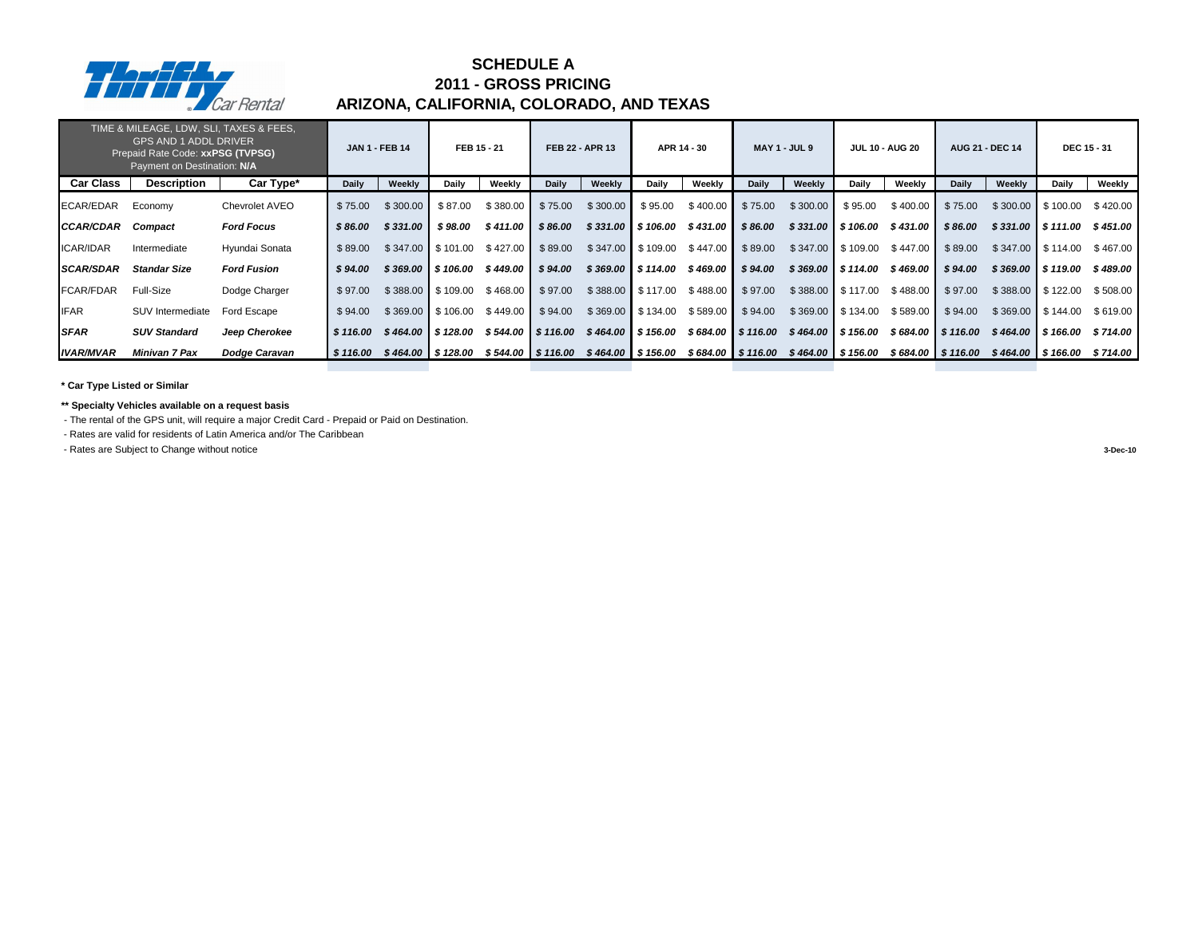# SCHEDULE A
## 2011 - GROSS PRICING
## ARIZONA, CALIFORNIA, COLORADO, AND TEXAS

| TIME & MILEAGE, LDW, SLI, TAXES & FEES, GPS AND 1 ADDL DRIVER Prepaid Rate Code: **xxPSG (TVPSG)** Payment on Destination: **N/A** | | | JAN 1 - FEB 14 | | FEB 15 - 21 | | FEB 22 - APR 13 | | APR 14 - 30 | | MAY 1 - JUL 9 | | JUL 10 - AUG 20 | | AUG 21 - DEC 14 | | DEC 15 - 31 | |
|---|---|---|---|---|---|---|---|---|---|---|---|---|---|---|---|---|---|---|
| **Car Class** | **Description** | **Car Type*** | **Daily** | **Weekly** | **Daily** | **Weekly** | **Daily** | **Weekly** | **Daily** | **Weekly** | **Daily** | **Weekly** | **Daily** | **Weekly** | **Daily** | **Weekly** | **Daily** | **Weekly** |
| ECAR/EDAR | Economy | Chevrolet AVEO | $ 75.00 | $ 300.00 | $ 87.00 | $ 380.00 | $ 75.00 | $ 300.00 | $ 95.00 | $ 400.00 | $ 75.00 | $ 300.00 | $ 95.00 | $ 400.00 | $ 75.00 | $ 300.00 | $ 100.00 | $ 420.00 |
| ***CCAR/CDAR*** | ***Compact*** | ***Ford Focus*** | ***$ 86.00*** | ***$ 331.00*** | ***$ 98.00*** | ***$ 411.00*** | ***$ 86.00*** | ***$ 331.00*** | ***$ 106.00*** | ***$ 431.00*** | ***$ 86.00*** | ***$ 331.00*** | ***$ 106.00*** | ***$ 431.00*** | ***$ 86.00*** | ***$ 331.00*** | ***$ 111.00*** | ***$ 451.00*** |
| ICAR/IDAR | Intermediate | Hyundai Sonata | $ 89.00 | $ 347.00 | $ 101.00 | $ 427.00 | $ 89.00 | $ 347.00 | $ 109.00 | $ 447.00 | $ 89.00 | $ 347.00 | $ 109.00 | $ 447.00 | $ 89.00 | $ 347.00 | $ 114.00 | $ 467.00 |
| ***SCAR/SDAR*** | ***Standar Size*** | ***Ford Fusion*** | ***$ 94.00*** | ***$ 369.00*** | ***$ 106.00*** | ***$ 449.00*** | ***$ 94.00*** | ***$ 369.00*** | ***$ 114.00*** | ***$ 469.00*** | ***$ 94.00*** | ***$ 369.00*** | ***$ 114.00*** | ***$ 469.00*** | ***$ 94.00*** | ***$ 369.00*** | ***$ 119.00*** | ***$ 489.00*** |
| FCAR/FDAR | Full-Size | Dodge Charger | $ 97.00 | $ 388.00 | $ 109.00 | $ 468.00 | $ 97.00 | $ 388.00 | $ 117.00 | $ 488.00 | $ 97.00 | $ 388.00 | $ 117.00 | $ 488.00 | $ 97.00 | $ 388.00 | $ 122.00 | $ 508.00 |
| IFAR | SUV Intermediate | Ford Escape | $ 94.00 | $ 369.00 | $ 106.00 | $ 449.00 | $ 94.00 | $ 369.00 | $ 134.00 | $ 589.00 | $ 94.00 | $ 369.00 | $ 134.00 | $ 589.00 | $ 94.00 | $ 369.00 | $ 144.00 | $ 619.00 |
| ***SFAR*** | ***SUV Standard*** | ***Jeep Cherokee*** | ***$ 116.00*** | ***$ 464.00*** | ***$ 128.00*** | ***$ 544.00*** | ***$ 116.00*** | ***$ 464.00*** | ***$ 156.00*** | ***$ 684.00*** | ***$ 116.00*** | ***$ 464.00*** | ***$ 156.00*** | ***$ 684.00*** | ***$ 116.00*** | ***$ 464.00*** | ***$ 166.00*** | ***$ 714.00*** |
| ***IVAR/MVAR*** | ***Minivan 7 Pax*** | ***Dodge Caravan*** | ***$ 116.00*** | ***$ 464.00*** | ***$ 128.00*** | ***$ 544.00*** | ***$ 116.00*** | ***$ 464.00*** | ***$ 156.00*** | ***$ 684.00*** | ***$ 116.00*** | ***$ 464.00*** | ***$ 156.00*** | ***$ 684.00*** | ***$ 116.00*** | ***$ 464.00*** | ***$ 166.00*** | ***$ 714.00*** |

**\* Car Type Listed or Similar**

**\*\* Specialty Vehicles available on a request basis**

- The rental of the GPS unit, will require a major Credit Card - Prepaid or Paid on Destination.
- Rates are valid for residents of Latin America and/or The Caribbean
- Rates are Subject to Change without notice

3-Dec-10